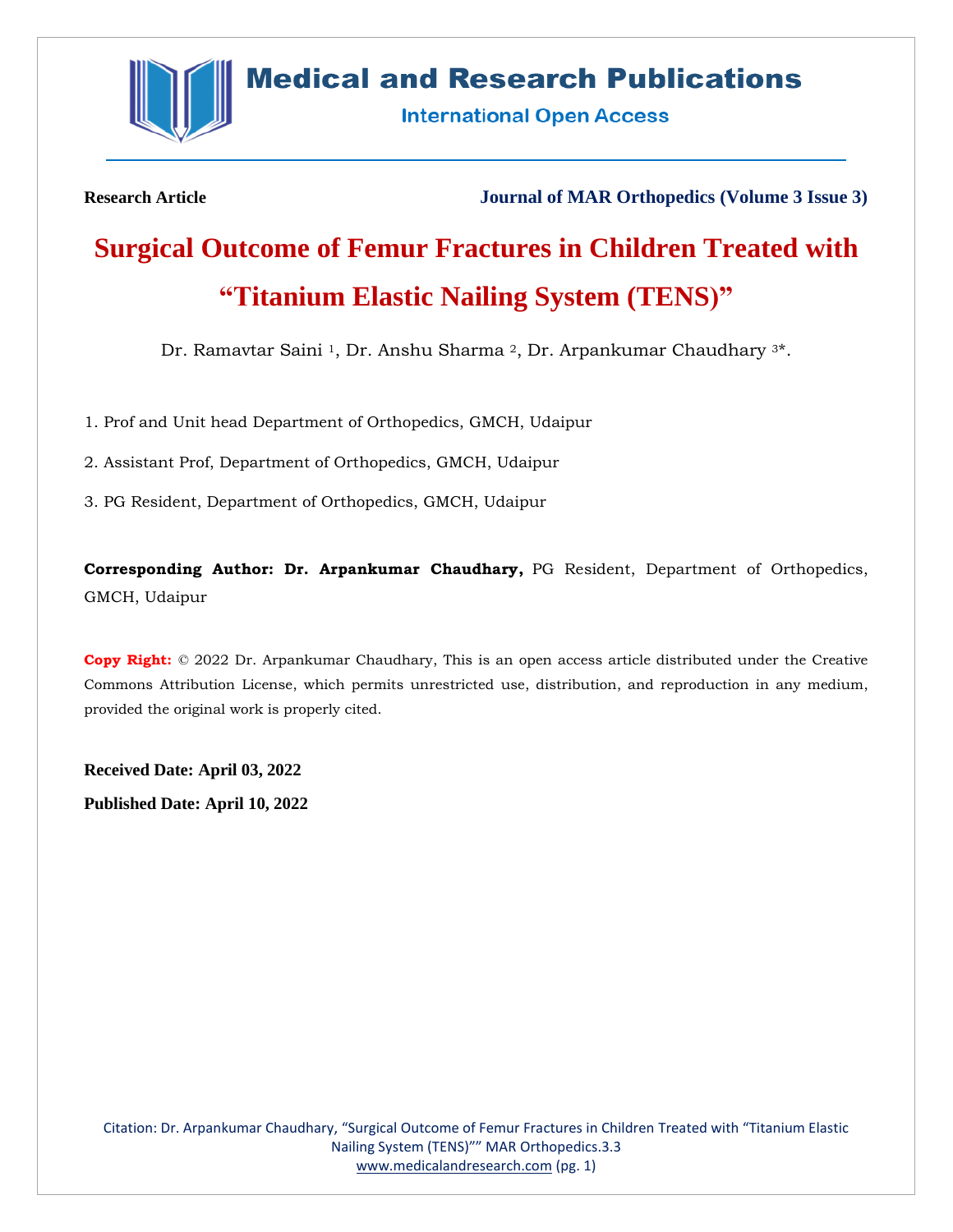**Research Article** **Journal of MAR Orthopedics (Volume 3 Issue 3)**

# Surgical Outcome of Femur Fractures in Children Treated with "Titanium Elastic Nailing System (TENS)"

Dr. Ramavtar Saini [1], Dr. Anshu Sharma [2], Dr. Arpankumar Chaudhary [3]*.

1. Prof and Unit head Department of Orthopedics, GMCH, Udaipur
2. Assistant Prof, Department of Orthopedics, GMCH, Udaipur
3. PG Resident, Department of Orthopedics, GMCH, Udaipur

**Corresponding Author: Dr. Arpankumar Chaudhary,** PG Resident, Department of Orthopedics, GMCH, Udaipur

**Copy Right:** © 2022 Dr. Arpankumar Chaudhary, This is an open access article distributed under the Creative Commons Attribution License, which permits unrestricted use, distribution, and reproduction in any medium, provided the original work is properly cited.

**Received Date: April 03, 2022**

**Published Date: April 10, 2022**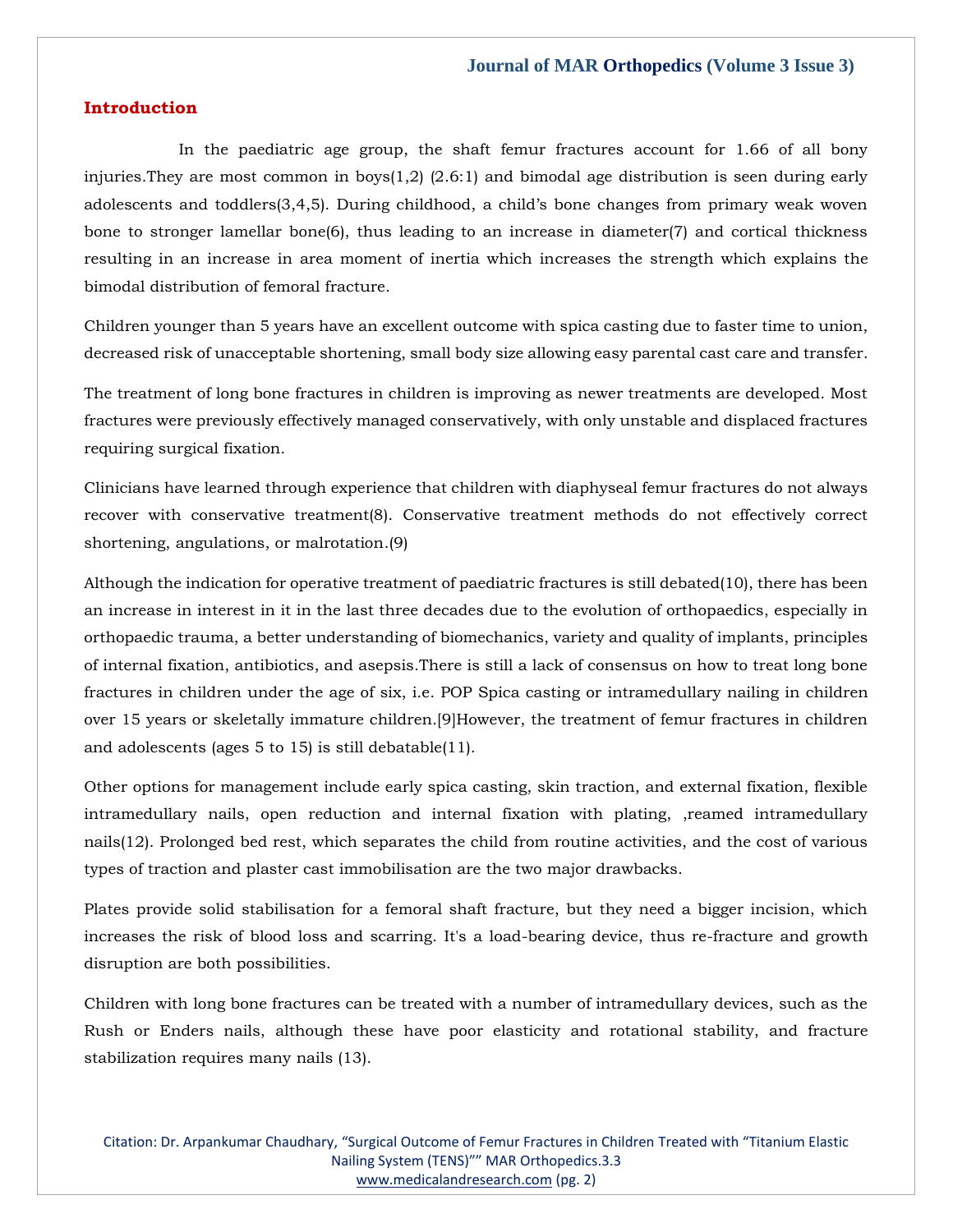## Introduction

In the paediatric age group, the shaft femur fractures account for 1.66 of all bony injuries.They are most common in boys(1,2) (2.6:1) and bimodal age distribution is seen during early adolescents and toddlers(3,4,5). During childhood, a child's bone changes from primary weak woven bone to stronger lamellar bone(6), thus leading to an increase in diameter(7) and cortical thickness resulting in an increase in area moment of inertia which increases the strength which explains the bimodal distribution of femoral fracture.

Children younger than 5 years have an excellent outcome with spica casting due to faster time to union, decreased risk of unacceptable shortening, small body size allowing easy parental cast care and transfer.

The treatment of long bone fractures in children is improving as newer treatments are developed. Most fractures were previously effectively managed conservatively, with only unstable and displaced fractures requiring surgical fixation.

Clinicians have learned through experience that children with diaphyseal femur fractures do not always recover with conservative treatment(8). Conservative treatment methods do not effectively correct shortening, angulations, or malrotation.(9)

Although the indication for operative treatment of paediatric fractures is still debated(10), there has been an increase in interest in it in the last three decades due to the evolution of orthopaedics, especially in orthopaedic trauma, a better understanding of biomechanics, variety and quality of implants, principles of internal fixation, antibiotics, and asepsis.There is still a lack of consensus on how to treat long bone fractures in children under the age of six, i.e. POP Spica casting or intramedullary nailing in children over 15 years or skeletally immature children.[9]However, the treatment of femur fractures in children and adolescents (ages 5 to 15) is still debatable(11).

Other options for management include early spica casting, skin traction, and external fixation, flexible intramedullary nails, open reduction and internal fixation with plating, ,reamed intramedullary nails(12). Prolonged bed rest, which separates the child from routine activities, and the cost of various types of traction and plaster cast immobilisation are the two major drawbacks.

Plates provide solid stabilisation for a femoral shaft fracture, but they need a bigger incision, which increases the risk of blood loss and scarring. It's a load-bearing device, thus re-fracture and growth disruption are both possibilities.

Children with long bone fractures can be treated with a number of intramedullary devices, such as the Rush or Enders nails, although these have poor elasticity and rotational stability, and fracture stabilization requires many nails (13).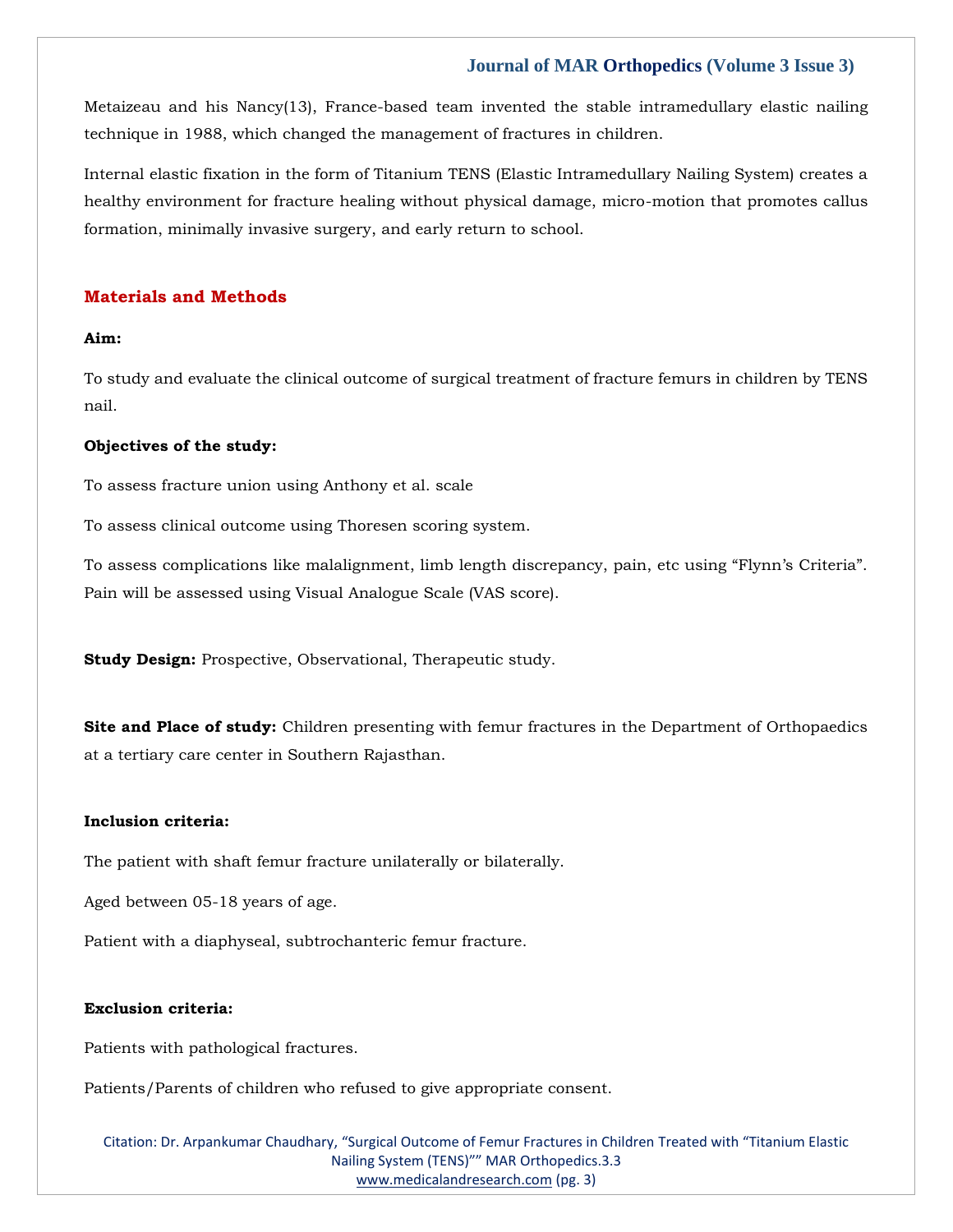Metaizeau and his Nancy(13), France-based team invented the stable intramedullary elastic nailing technique in 1988, which changed the management of fractures in children.

Internal elastic fixation in the form of Titanium TENS (Elastic Intramedullary Nailing System) creates a healthy environment for fracture healing without physical damage, micro-motion that promotes callus formation, minimally invasive surgery, and early return to school.

## Materials and Methods

**Aim:**

To study and evaluate the clinical outcome of surgical treatment of fracture femurs in children by TENS nail.

**Objectives of the study:**

To assess fracture union using Anthony et al. scale

To assess clinical outcome using Thoresen scoring system.

To assess complications like malalignment, limb length discrepancy, pain, etc using "Flynn's Criteria". Pain will be assessed using Visual Analogue Scale (VAS score).

**Study Design:** Prospective, Observational, Therapeutic study.

**Site and Place of study:** Children presenting with femur fractures in the Department of Orthopaedics at a tertiary care center in Southern Rajasthan.

**Inclusion criteria:**

The patient with shaft femur fracture unilaterally or bilaterally.

Aged between 05-18 years of age.

Patient with a diaphyseal, subtrochanteric femur fracture.

**Exclusion criteria:**

Patients with pathological fractures.

Patients/Parents of children who refused to give appropriate consent.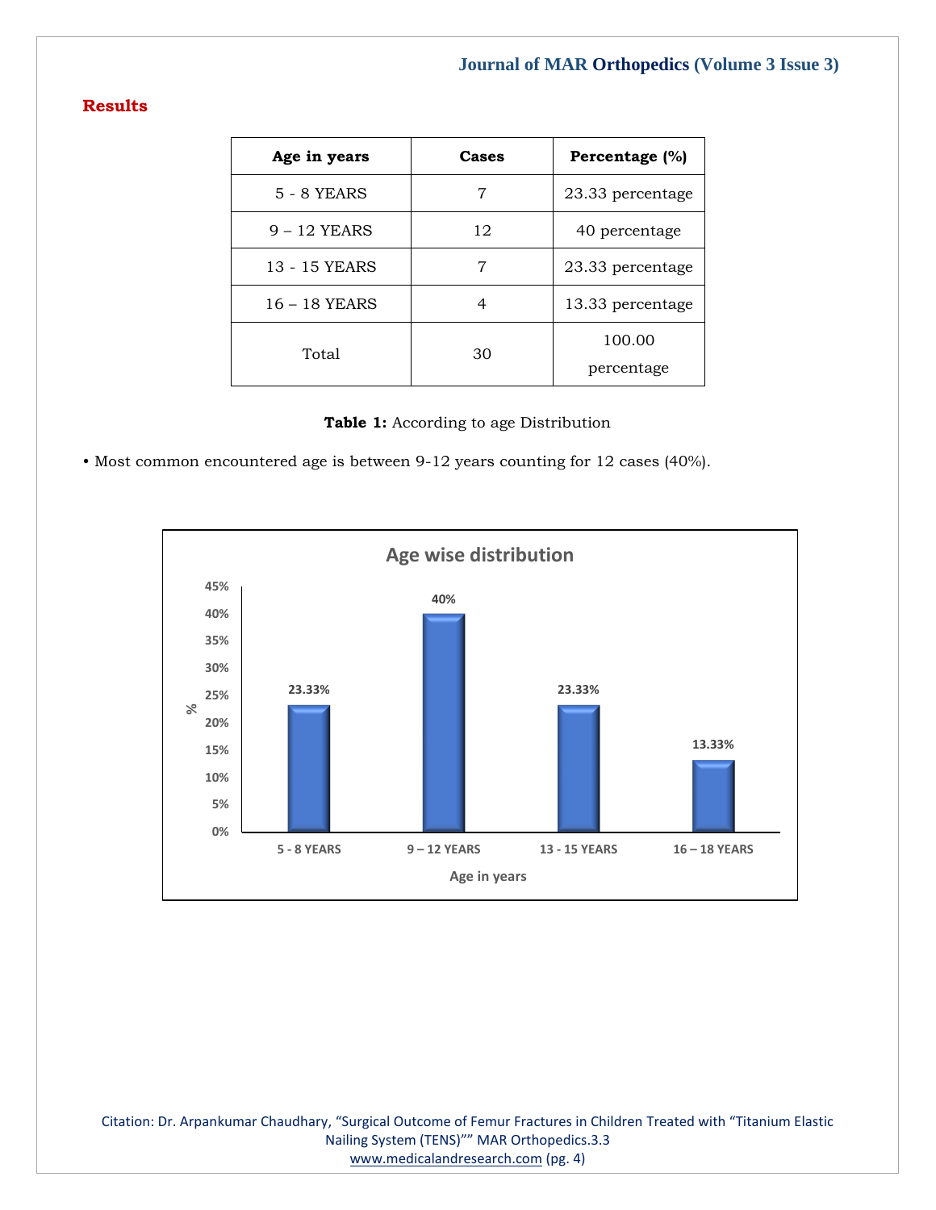## Results

| Age in years | Cases | Percentage (%) |
|---|---|---|
| 5 - 8 YEARS | 7 | 23.33 percentage |
| 9 – 12 YEARS | 12 | 40 percentage |
| 13 - 15 YEARS | 7 | 23.33 percentage |
| 16 – 18 YEARS | 4 | 13.33 percentage |
| Total | 30 | 100.00 percentage |

**Table 1:** According to age Distribution

- Most common encountered age is between 9-12 years counting for 12 cases (40%).

**Age wise distribution**

| Age in years | % |
|---|---|
| 5 - 8 YEARS | 23.33% |
| 9 – 12 YEARS | 40% |
| 13 - 15 YEARS | 23.33% |
| 16 – 18 YEARS | 13.33% |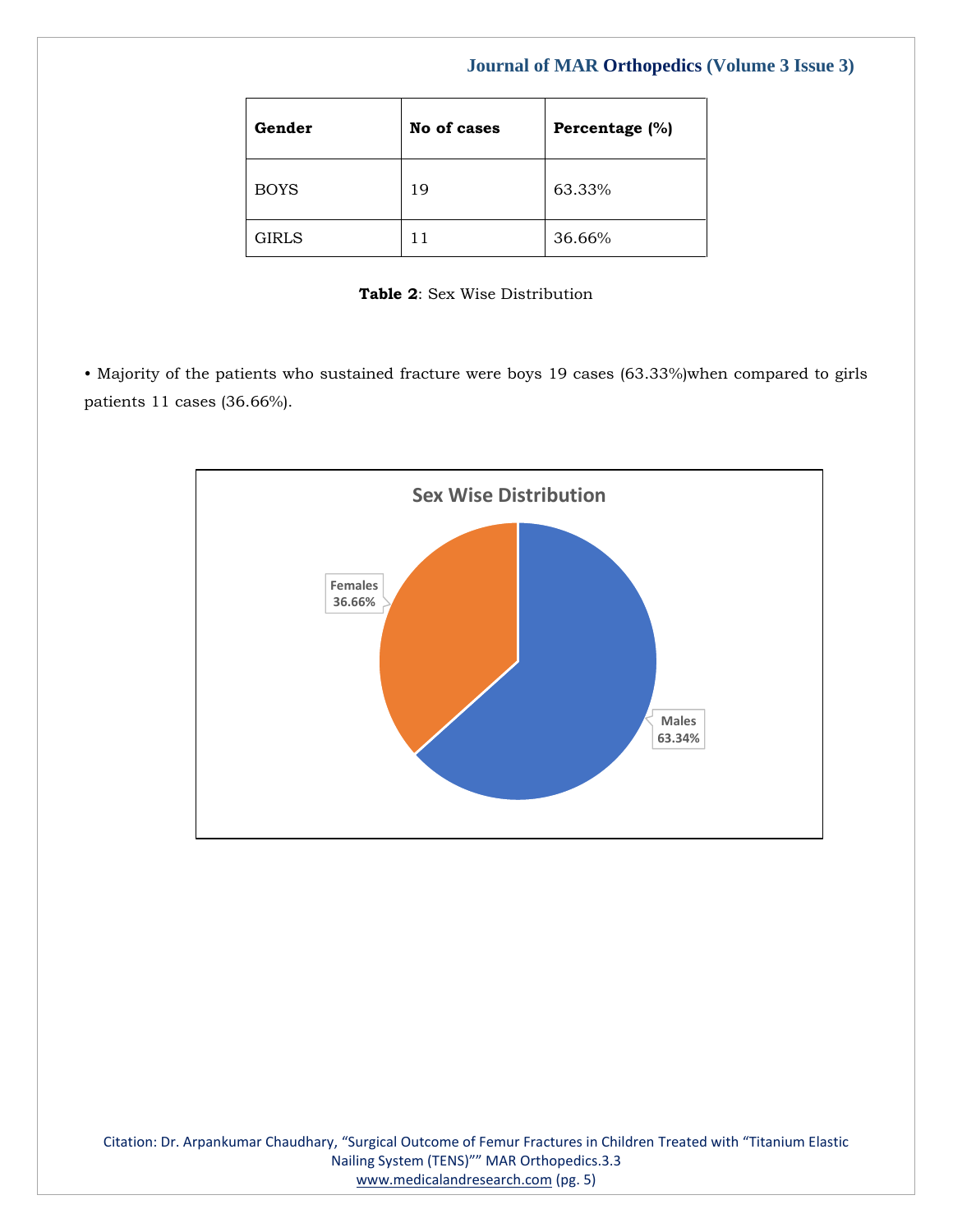| Gender | No of cases | Percentage (%) |
| --- | --- | --- |
| BOYS | 19 | 63.33% |
| GIRLS | 11 | 36.66% |

**Table 2**: Sex Wise Distribution

• Majority of the patients who sustained fracture were boys 19 cases (63.33%)when compared to girls patients 11 cases (36.66%).

Sex Wise Distribution

Females 36.66%

Males 63.34%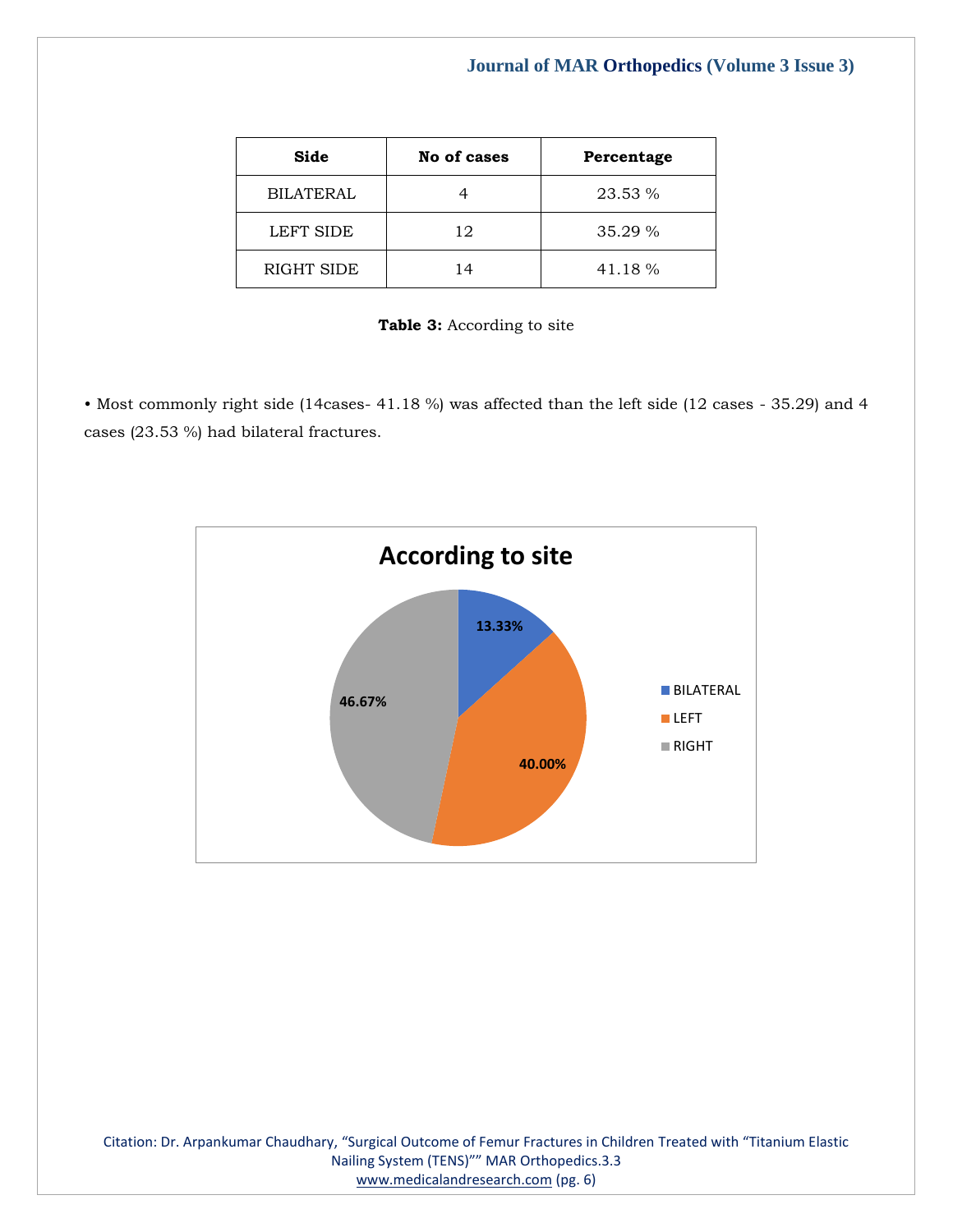| Side | No of cases | Percentage |
|---|---|---|
| BILATERAL | 4 | 23.53 % |
| LEFT SIDE | 12 | 35.29 % |
| RIGHT SIDE | 14 | 41.18 % |

**Table 3:** According to site

• Most commonly right side (14cases- 41.18 %) was affected than the left side (12 cases - 35.29) and 4 cases (23.53 %) had bilateral fractures.

According to site

| Side | Percentage |
|---|---|
| BILATERAL | 13.33% |
| LEFT | 40.00% |
| RIGHT | 46.67% |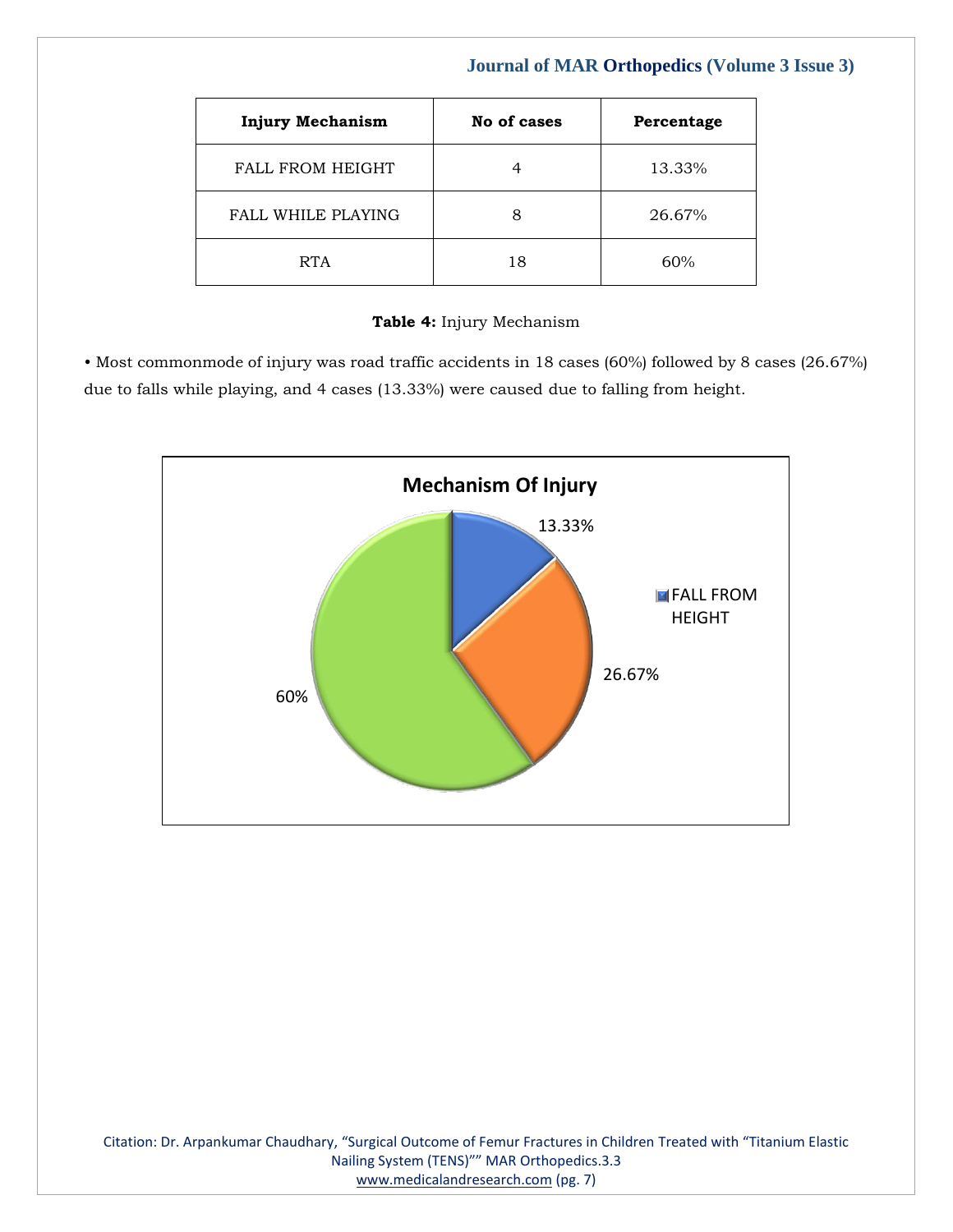| Injury Mechanism | No of cases | Percentage |
|---|---|---|
| FALL FROM HEIGHT | 4 | 13.33% |
| FALL WHILE PLAYING | 8 | 26.67% |
| RTA | 18 | 60% |

**Table 4:** Injury Mechanism

• Most commonmode of injury was road traffic accidents in 18 cases (60%) followed by 8 cases (26.67%) due to falls while playing, and 4 cases (13.33%) were caused due to falling from height.

**Mechanism Of Injury**

13.33%

FALL FROM HEIGHT

26.67%

60%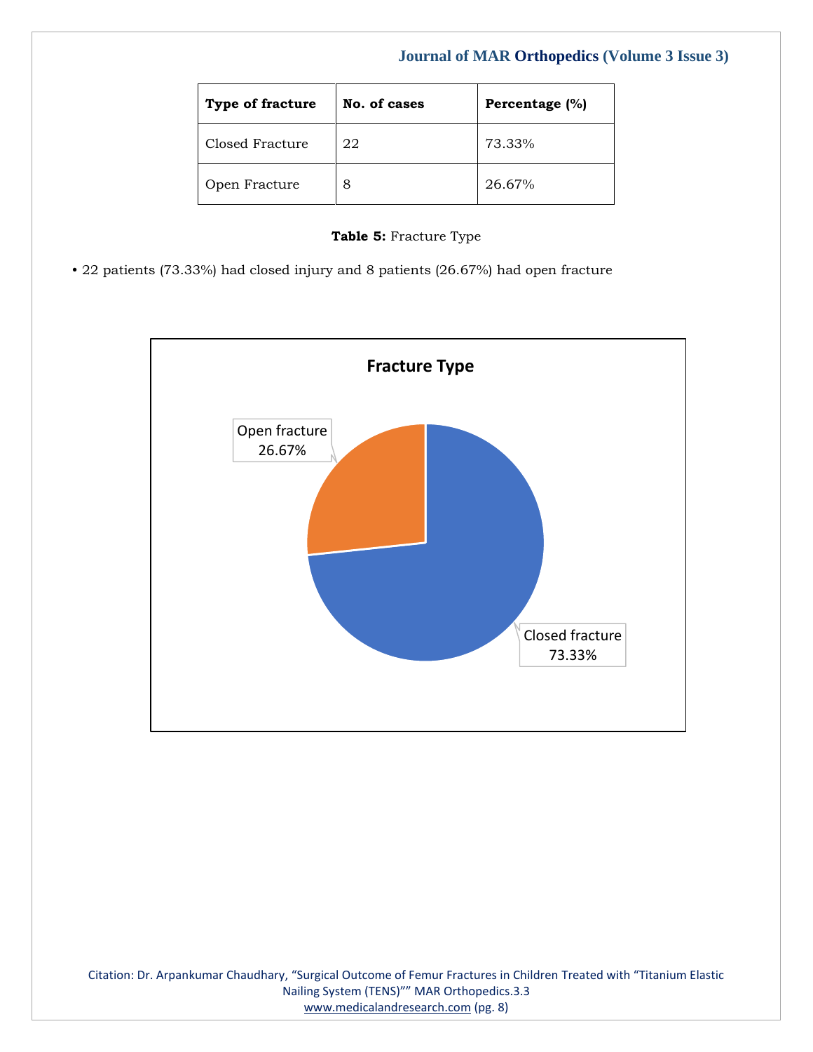| Type of fracture | No. of cases | Percentage (%) |
| --- | --- | --- |
| Closed Fracture | 22 | 73.33% |
| Open Fracture | 8 | 26.67% |

**Table 5:** Fracture Type

- 22 patients (73.33%) had closed injury and 8 patients (26.67%) had open fracture

Fracture Type

Open fracture 26.67%

Closed fracture 73.33%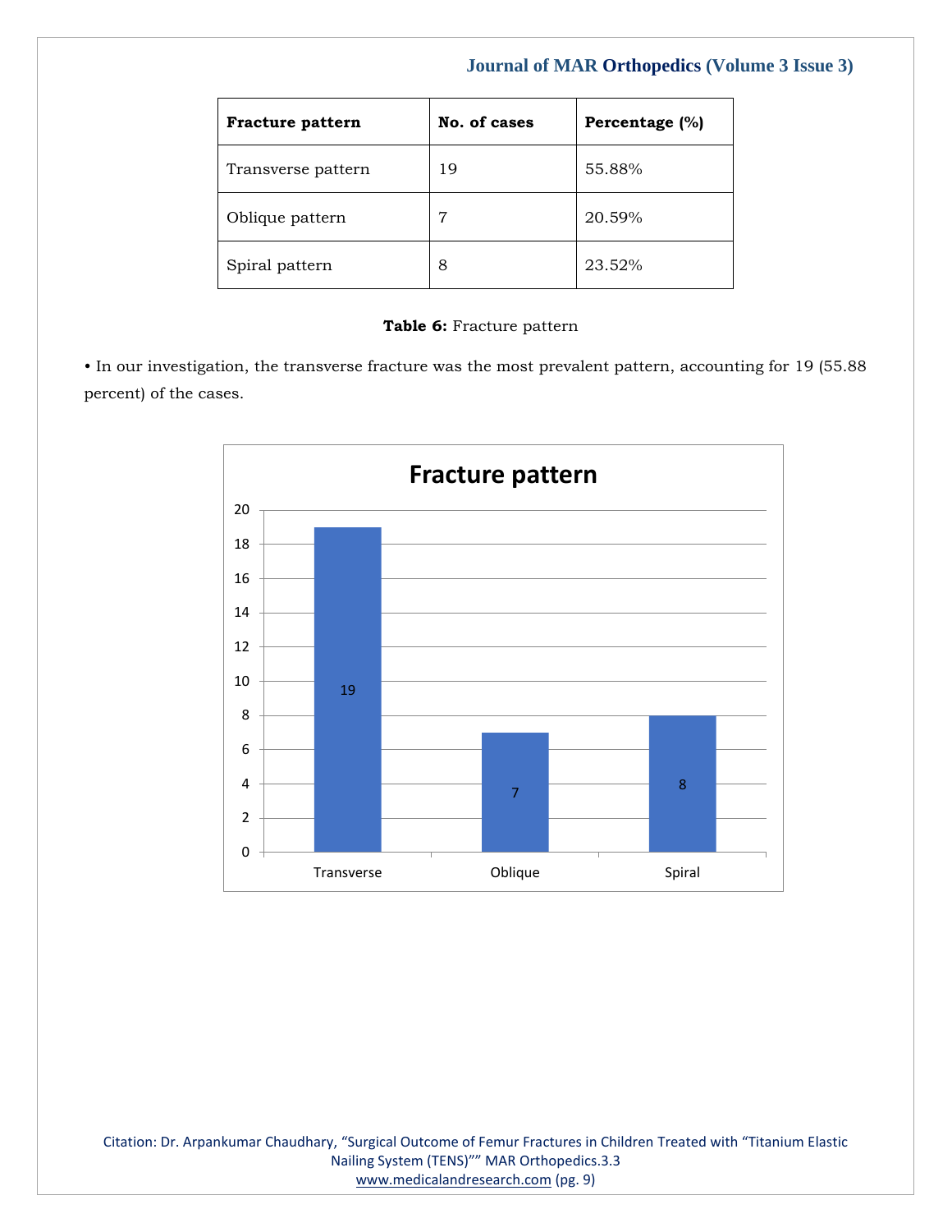| Fracture pattern | No. of cases | Percentage (%) |
| --- | --- | --- |
| Transverse pattern | 19 | 55.88% |
| Oblique pattern | 7 | 20.59% |
| Spiral pattern | 8 | 23.52% |

**Table 6:** Fracture pattern

• In our investigation, the transverse fracture was the most prevalent pattern, accounting for 19 (55.88 percent) of the cases.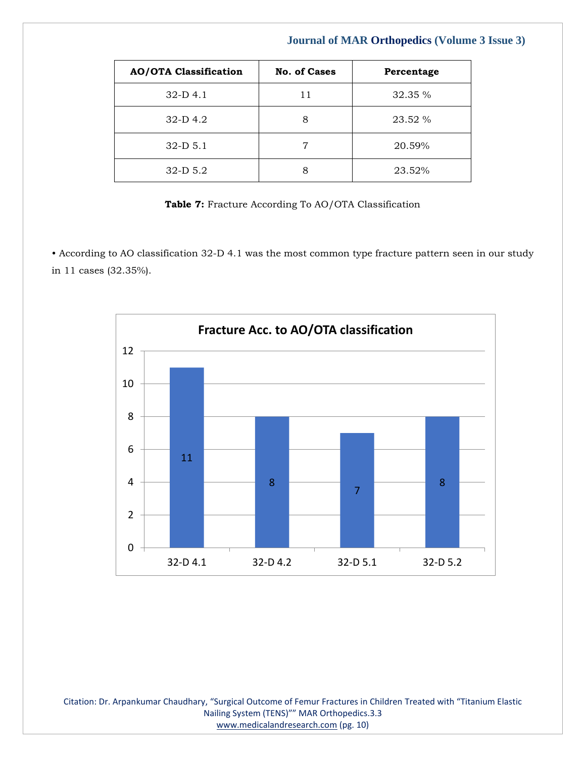| AO/OTA Classification | No. of Cases | Percentage |
|---|---|---|
| 32-D 4.1 | 11 | 32.35 % |
| 32-D 4.2 | 8 | 23.52 % |
| 32-D 5.1 | 7 | 20.59% |
| 32-D 5.2 | 8 | 23.52% |

**Table 7:** Fracture According To AO/OTA Classification

• According to AO classification 32-D 4.1 was the most common type fracture pattern seen in our study in 11 cases (32.35%).

**Fracture Acc. to AO/OTA classification**

| AO/OTA Classification | No. of Cases |
|---|---|
| 32-D 4.1 | 11 |
| 32-D 4.2 | 8 |
| 32-D 5.1 | 7 |
| 32-D 5.2 | 8 |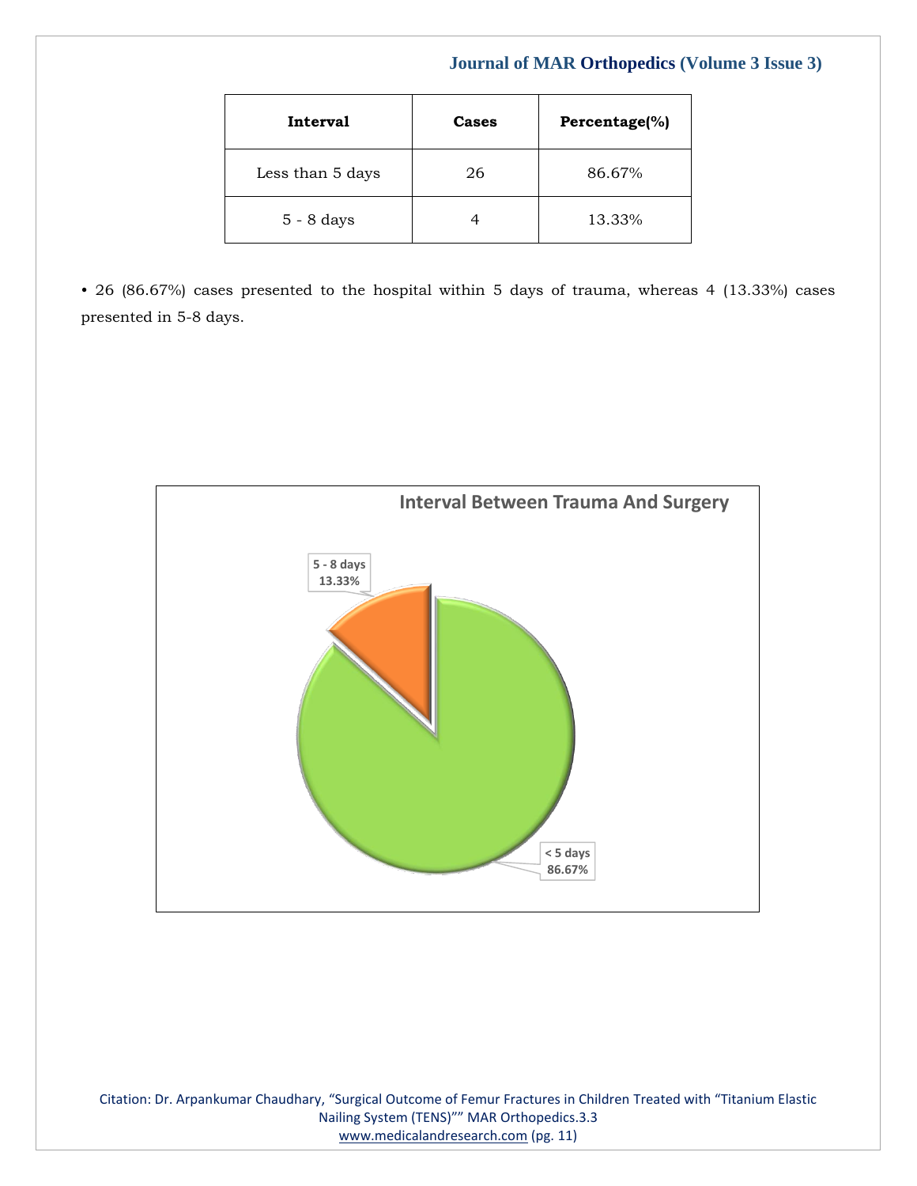| Interval | Cases | Percentage(%) |
|---|---|---|
| Less than 5 days | 26 | 86.67% |
| 5 - 8 days | 4 | 13.33% |

• 26 (86.67%) cases presented to the hospital within 5 days of trauma, whereas 4 (13.33%) cases presented in 5-8 days.

**Interval Between Trauma And Surgery**

5 - 8 days 13.33%

< 5 days 86.67%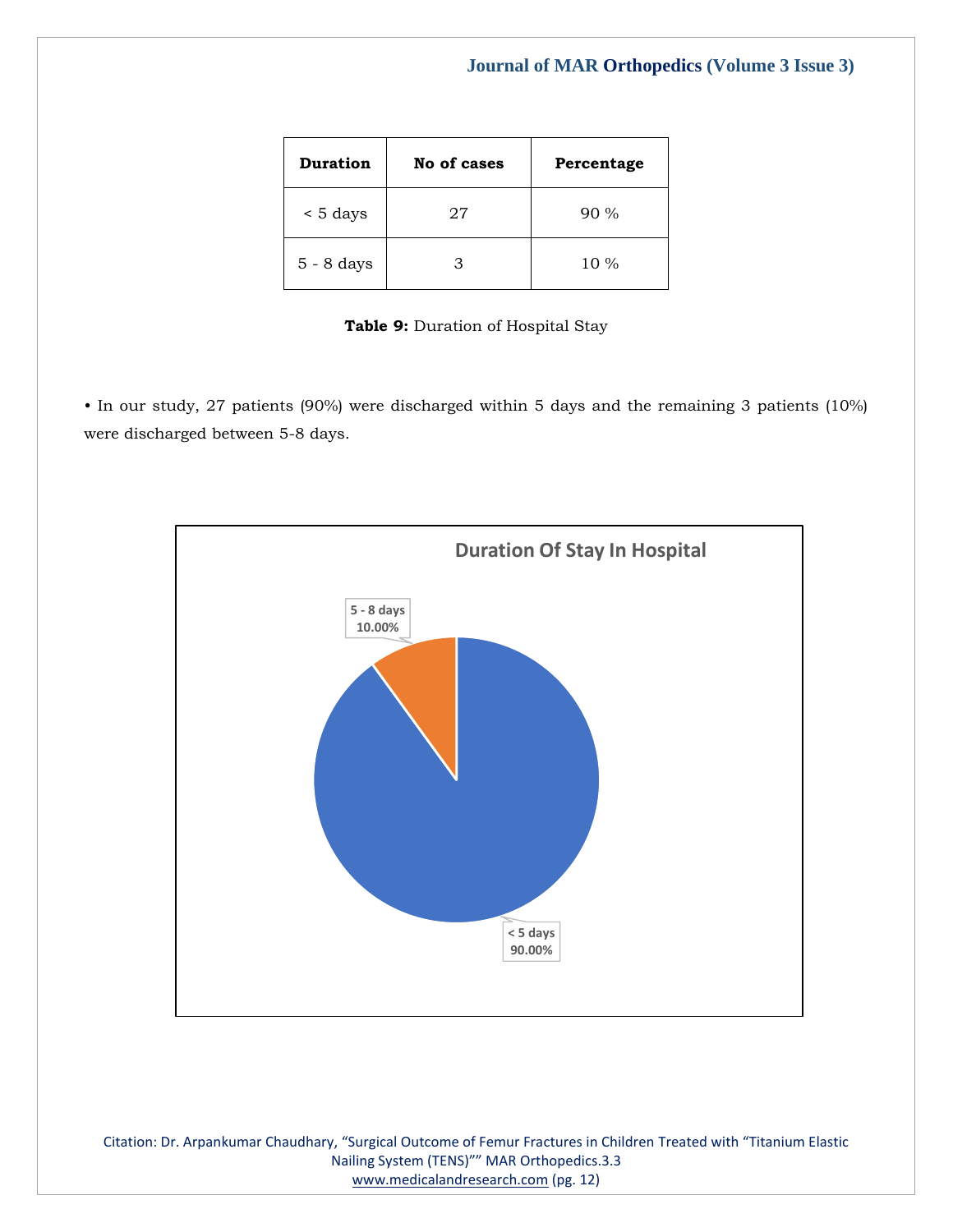| Duration | No of cases | Percentage |
|---|---|---|
| < 5 days | 27 | 90 % |
| 5 - 8 days | 3 | 10 % |

**Table 9:** Duration of Hospital Stay

• In our study, 27 patients (90%) were discharged within 5 days and the remaining 3 patients (10%) were discharged between 5-8 days.

**Duration Of Stay In Hospital**

5 - 8 days 10.00%

< 5 days 90.00%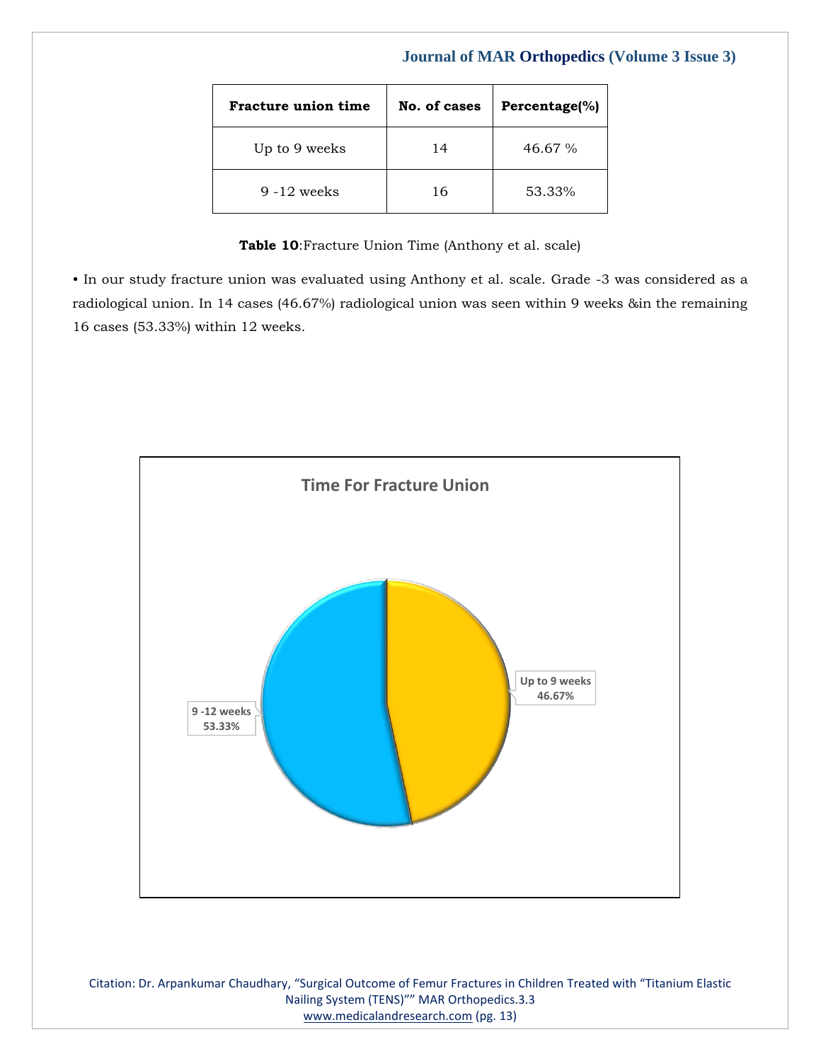| Fracture union time | No. of cases | Percentage(%) |
|---|---|---|
| Up to 9 weeks | 14 | 46.67 % |
| 9 -12 weeks | 16 | 53.33% |

**Table 10**:Fracture Union Time (Anthony et al. scale)

- In our study fracture union was evaluated using Anthony et al. scale. Grade -3 was considered as a radiological union. In 14 cases (46.67%) radiological union was seen within 9 weeks &in the remaining 16 cases (53.33%) within 12 weeks.

**Time For Fracture Union**

9 -12 weeks 53.33%

Up to 9 weeks 46.67%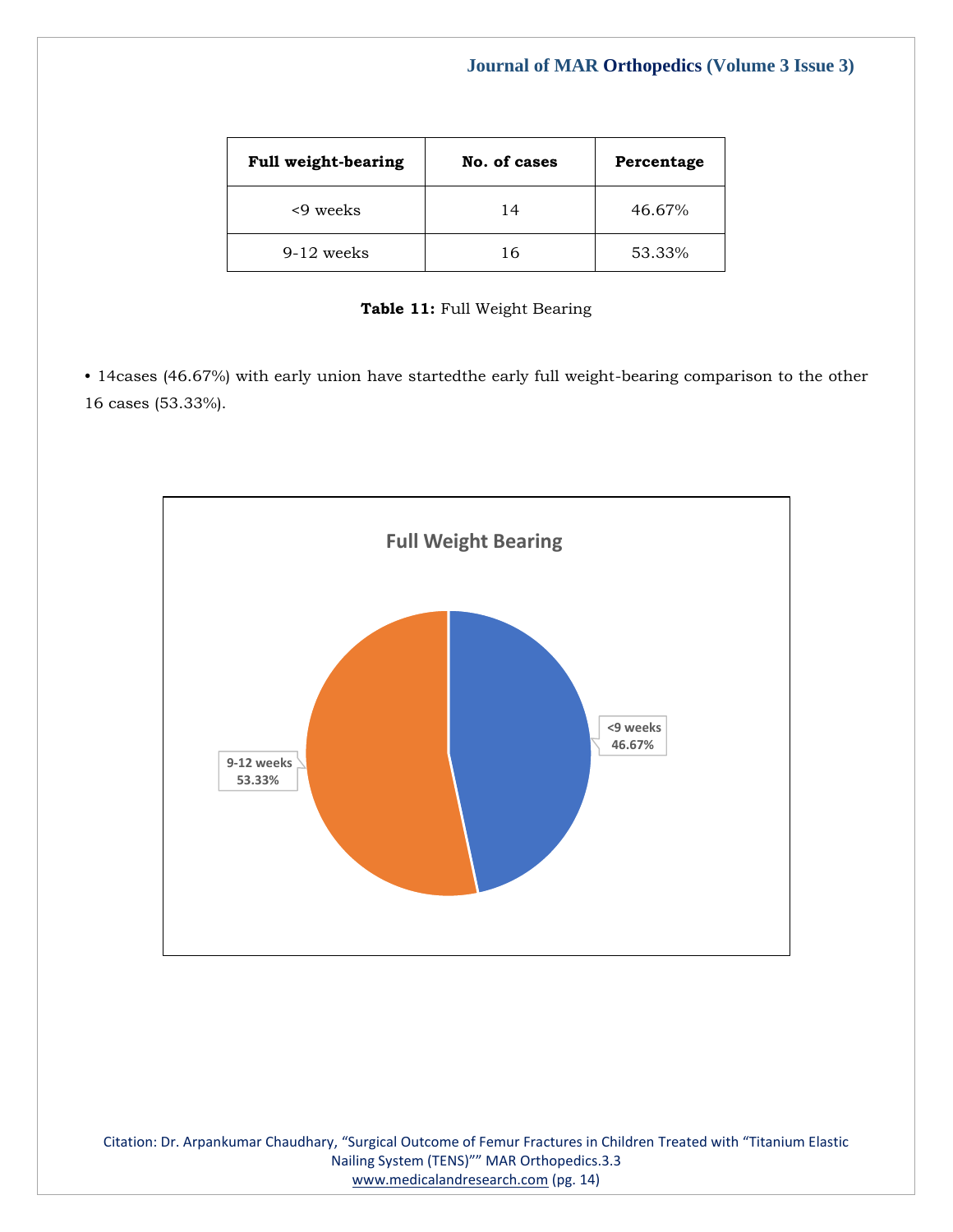| Full weight-bearing | No. of cases | Percentage |
|---|---|---|
| <9 weeks | 14 | 46.67% |
| 9-12 weeks | 16 | 53.33% |

**Table 11:** Full Weight Bearing

• 14cases (46.67%) with early union have startedthe early full weight-bearing comparison to the other 16 cases (53.33%).

Full Weight Bearing

<9 weeks 46.67%

9-12 weeks 53.33%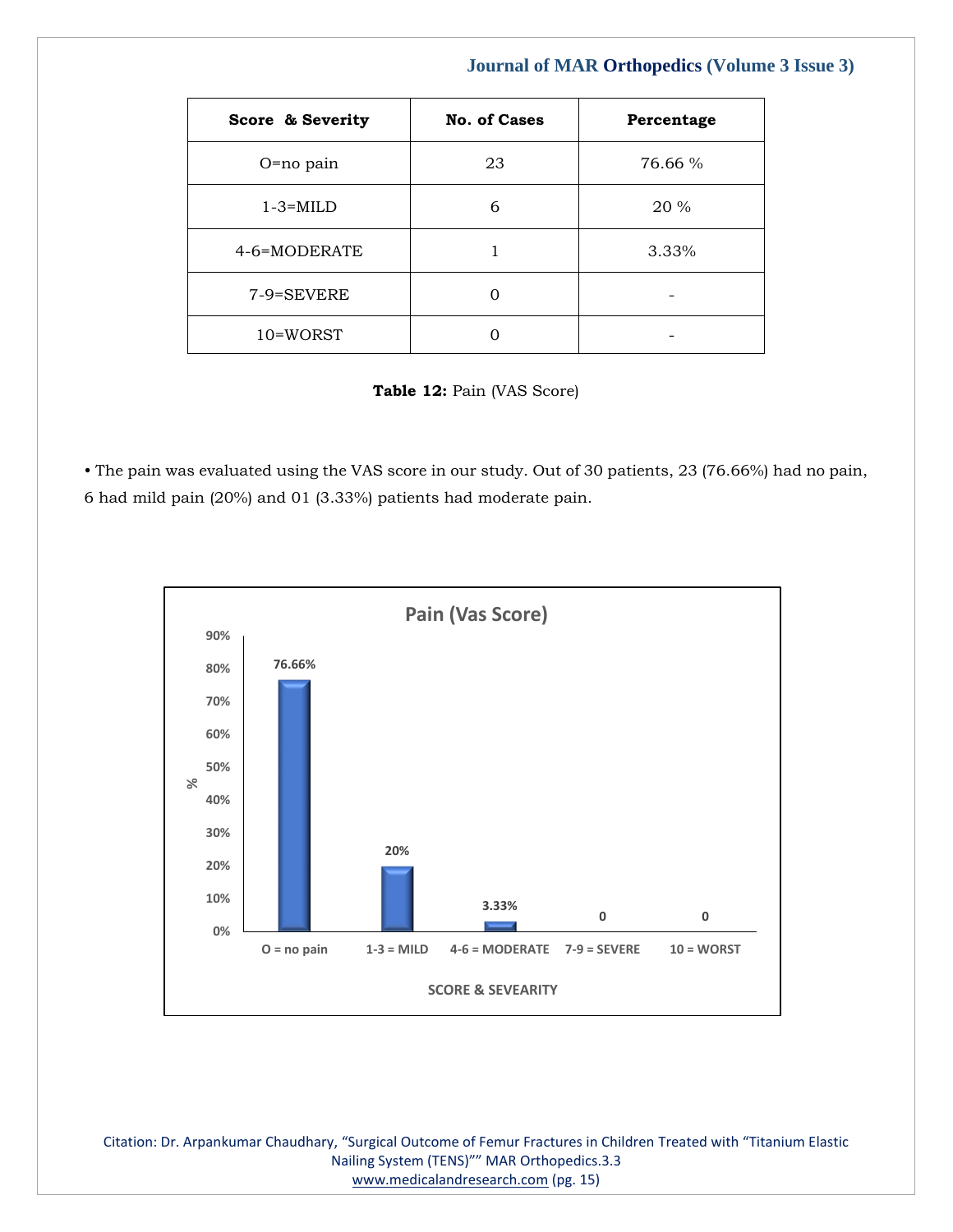| Score & Severity | No. of Cases | Percentage |
| --- | --- | --- |
| O=no pain | 23 | 76.66 % |
| 1-3=MILD | 6 | 20 % |
| 4-6=MODERATE | 1 | 3.33% |
| 7-9=SEVERE | 0 | - |
| 10=WORST | 0 | - |

**Table 12:** Pain (VAS Score)

• The pain was evaluated using the VAS score in our study. Out of 30 patients, 23 (76.66%) had no pain, 6 had mild pain (20%) and 01 (3.33%) patients had moderate pain.

**Pain (Vas Score)**

| SCORE & SEVEARITY | % |
| --- | --- |
| O = no pain | 76.66% |
| 1-3 = MILD | 20% |
| 4-6 = MODERATE | 3.33% |
| 7-9 = SEVERE | 0 |
| 10 = WORST | 0 |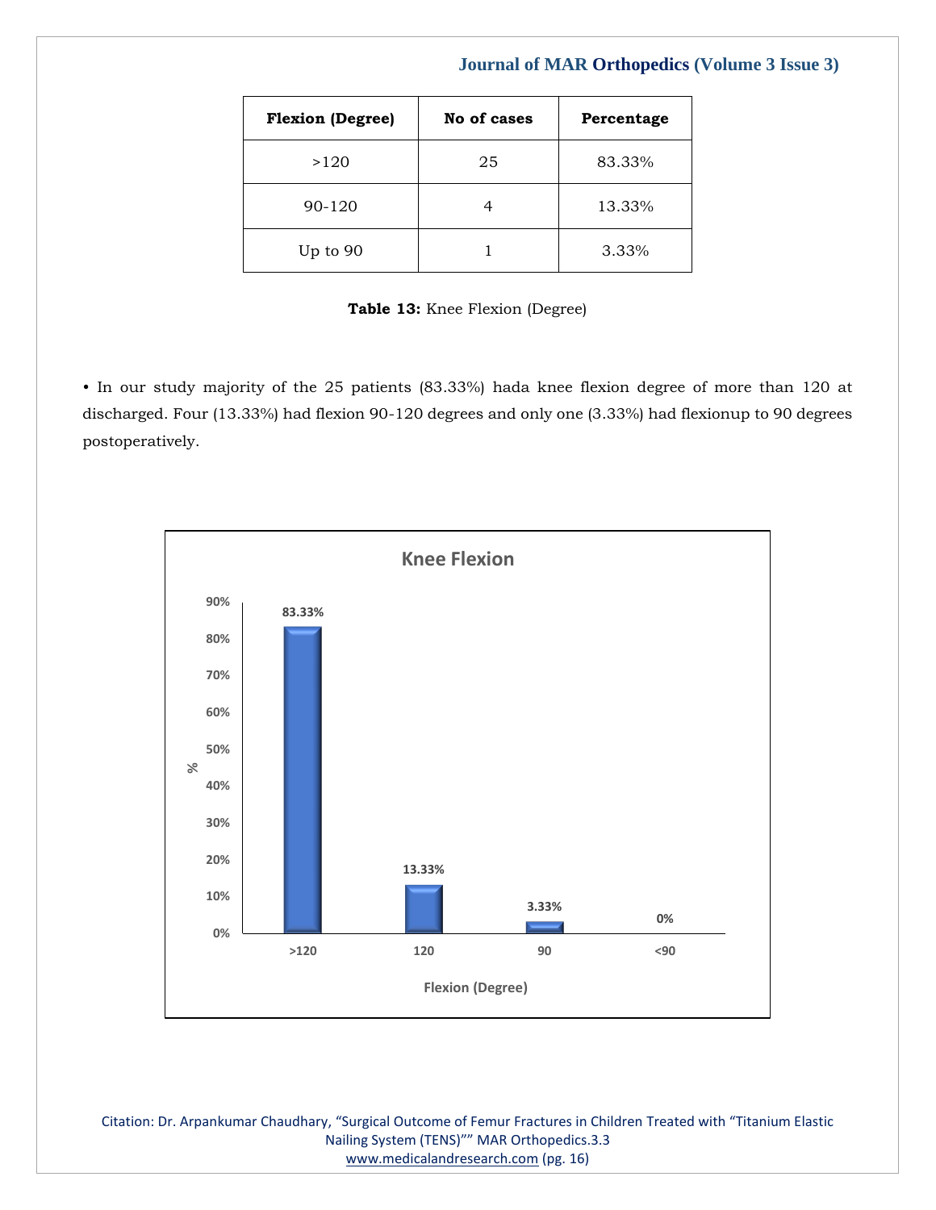| Flexion (Degree) | No of cases | Percentage |
|---|---|---|
| >120 | 25 | 83.33% |
| 90-120 | 4 | 13.33% |
| Up to 90 | 1 | 3.33% |

**Table 13:** Knee Flexion (Degree)

• In our study majority of the 25 patients (83.33%) hada knee flexion degree of more than 120 at discharged. Four (13.33%) had flexion 90-120 degrees and only one (3.33%) had flexionup to 90 degrees postoperatively.

**Knee Flexion**

| Flexion (Degree) | % |
|---|---|
| >120 | 83.33% |
| 120 | 13.33% |
| 90 | 3.33% |
| <90 | 0% |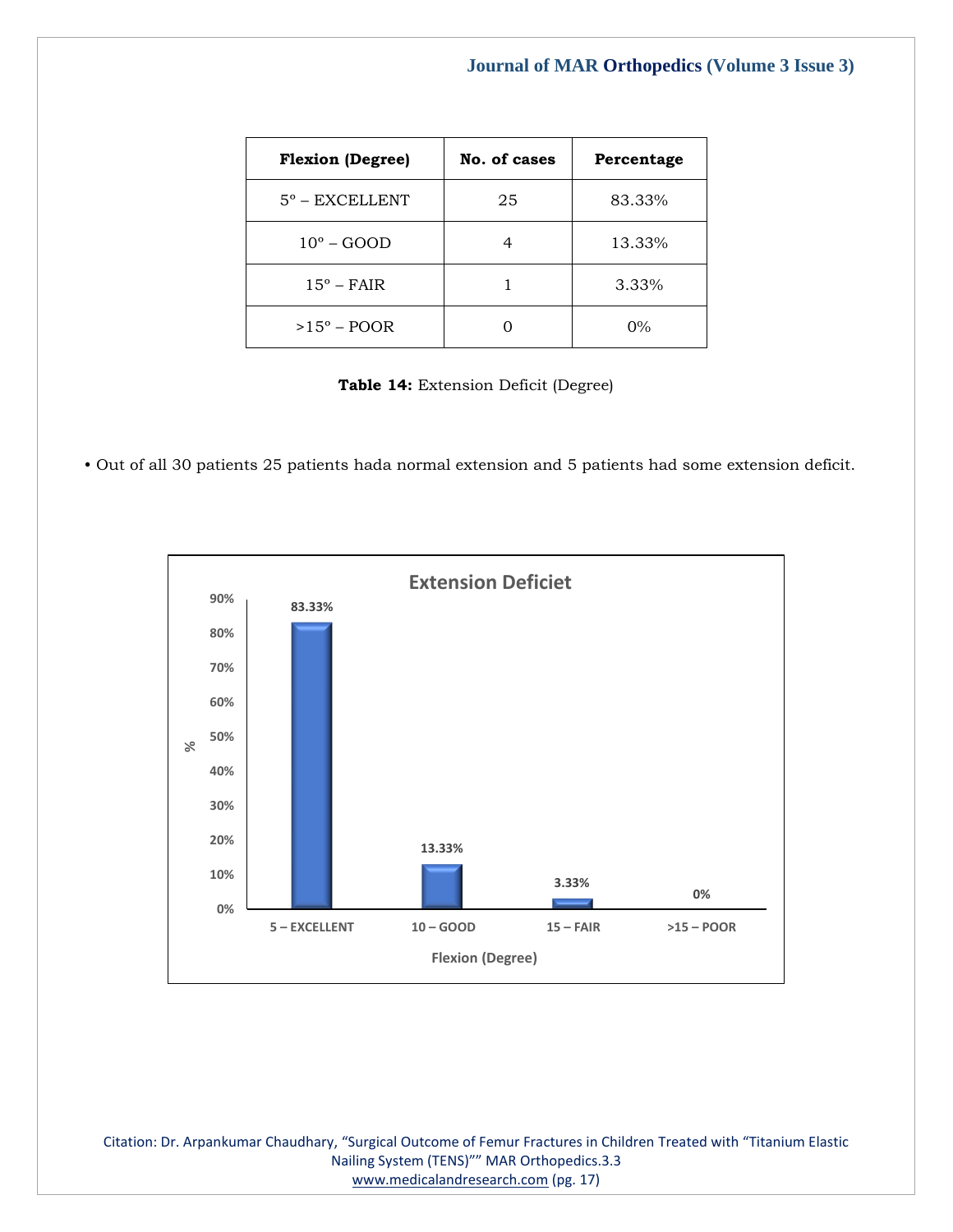| Flexion (Degree) | No. of cases | Percentage |
|---|---|---|
| 5º – EXCELLENT | 25 | 83.33% |
| 10º – GOOD | 4 | 13.33% |
| 15º – FAIR | 1 | 3.33% |
| >15º – POOR | 0 | 0% |

**Table 14:** Extension Deficit (Degree)

• Out of all 30 patients 25 patients hada normal extension and 5 patients had some extension deficit.

Extension Deficiet

| Flexion (Degree) | % |
|---|---|
| 5 – EXCELLENT | 83.33% |
| 10 – GOOD | 13.33% |
| 15 – FAIR | 3.33% |
| >15 – POOR | 0% |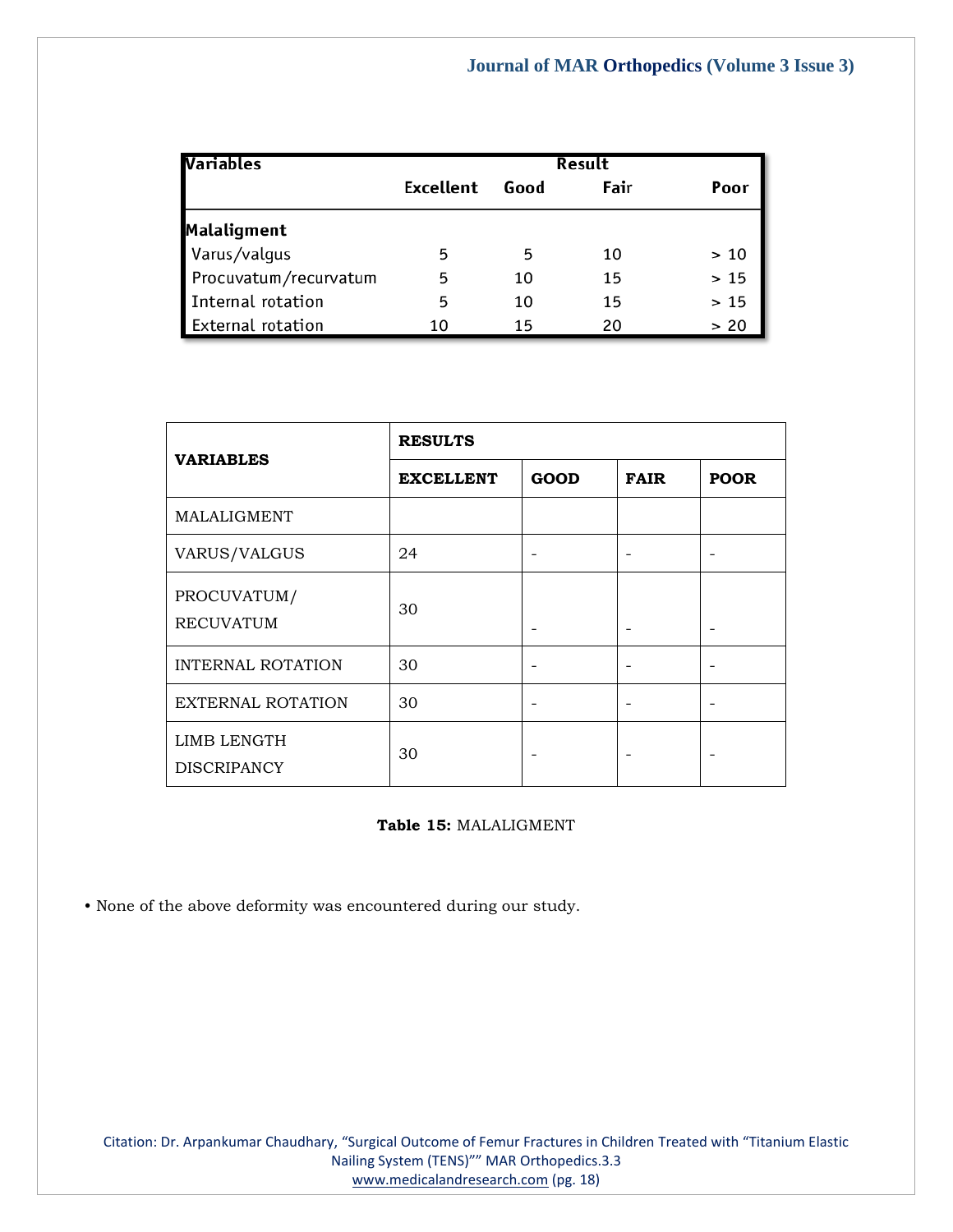| Variables | Result | | | |
|---|---|---|---|---|
| | Excellent | Good | Fair | Poor |
| **Malaligment** | | | | |
| Varus/valgus | 5 | 5 | 10 | > 10 |
| Procuvatum/recurvatum | 5 | 10 | 15 | > 15 |
| Internal rotation | 5 | 10 | 15 | > 15 |
| External rotation | 10 | 15 | 20 | > 20 |

| **VARIABLES** | **RESULTS** | | | |
|---|---|---|---|---|
| | **EXCELLENT** | **GOOD** | **FAIR** | **POOR** |
| MALALIGMENT | | | | |
| VARUS/VALGUS | 24 | - | - | - |
| PROCUVATUM/ RECUVATUM | 30 | - | - | - |
| INTERNAL ROTATION | 30 | - | - | - |
| EXTERNAL ROTATION | 30 | - | - | - |
| LIMB LENGTH DISCRIPANCY | 30 | - | - | - |

**Table 15:** MALALIGMENT

• None of the above deformity was encountered during our study.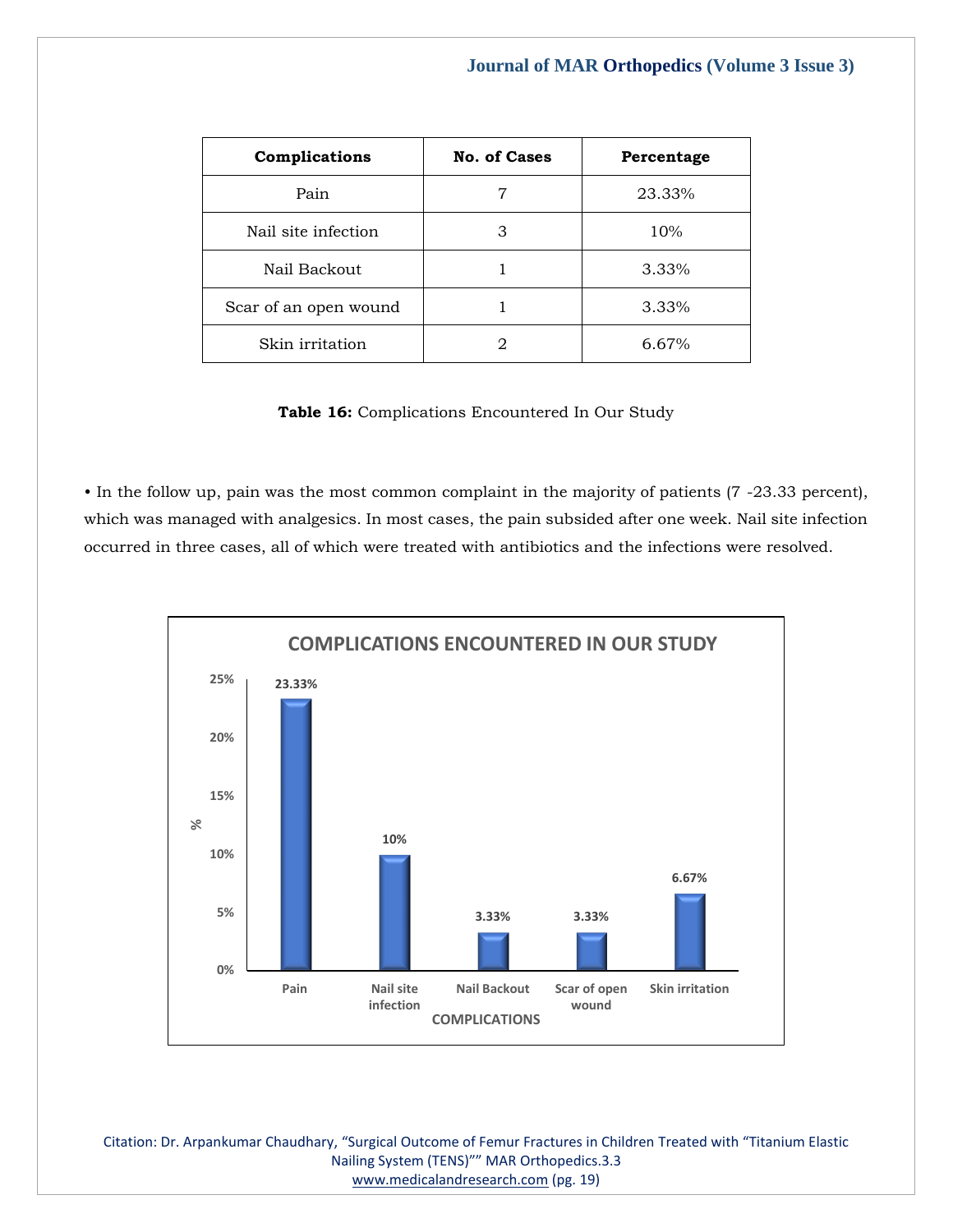| Complications | No. of Cases | Percentage |
|---|---|---|
| Pain | 7 | 23.33% |
| Nail site infection | 3 | 10% |
| Nail Backout | 1 | 3.33% |
| Scar of an open wound | 1 | 3.33% |
| Skin irritation | 2 | 6.67% |

**Table 16:** Complications Encountered In Our Study

• In the follow up, pain was the most common complaint in the majority of patients (7 -23.33 percent), which was managed with analgesics. In most cases, the pain subsided after one week. Nail site infection occurred in three cases, all of which were treated with antibiotics and the infections were resolved.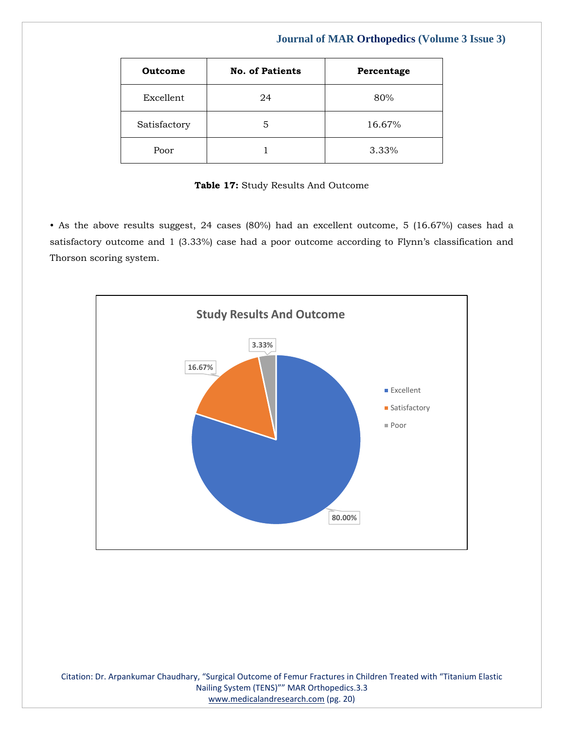| Outcome | No. of Patients | Percentage |
|---|---|---|
| Excellent | 24 | 80% |
| Satisfactory | 5 | 16.67% |
| Poor | 1 | 3.33% |

**Table 17:** Study Results And Outcome

• As the above results suggest, 24 cases (80%) had an excellent outcome, 5 (16.67%) cases had a satisfactory outcome and 1 (3.33%) case had a poor outcome according to Flynn's classification and Thorson scoring system.

**Study Results And Outcome**

| Outcome | Percentage |
|---|---|
| Excellent | 80.00% |
| Satisfactory | 16.67% |
| Poor | 3.33% |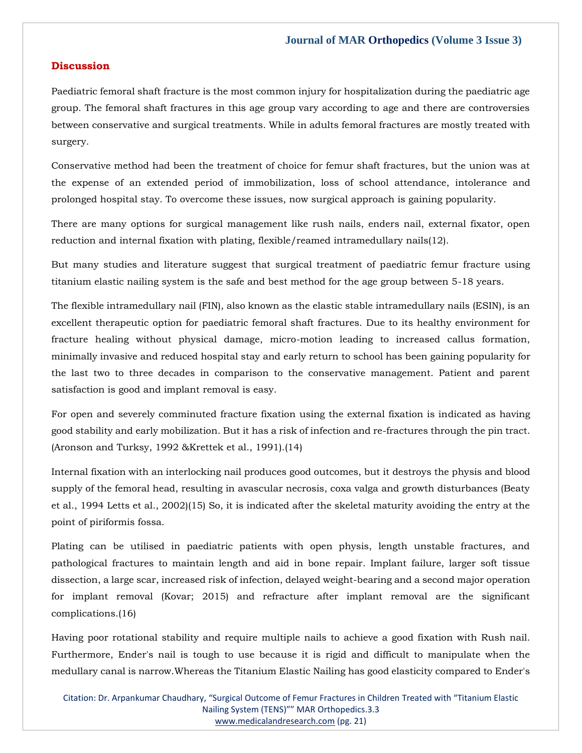## Discussion

Paediatric femoral shaft fracture is the most common injury for hospitalization during the paediatric age group. The femoral shaft fractures in this age group vary according to age and there are controversies between conservative and surgical treatments. While in adults femoral fractures are mostly treated with surgery.

Conservative method had been the treatment of choice for femur shaft fractures, but the union was at the expense of an extended period of immobilization, loss of school attendance, intolerance and prolonged hospital stay. To overcome these issues, now surgical approach is gaining popularity.

There are many options for surgical management like rush nails, enders nail, external fixator, open reduction and internal fixation with plating, flexible/reamed intramedullary nails(12).

But many studies and literature suggest that surgical treatment of paediatric femur fracture using titanium elastic nailing system is the safe and best method for the age group between 5-18 years.

The flexible intramedullary nail (FIN), also known as the elastic stable intramedullary nails (ESIN), is an excellent therapeutic option for paediatric femoral shaft fractures. Due to its healthy environment for fracture healing without physical damage, micro-motion leading to increased callus formation, minimally invasive and reduced hospital stay and early return to school has been gaining popularity for the last two to three decades in comparison to the conservative management. Patient and parent satisfaction is good and implant removal is easy.

For open and severely comminuted fracture fixation using the external fixation is indicated as having good stability and early mobilization. But it has a risk of infection and re-fractures through the pin tract. (Aronson and Turksy, 1992 &Krettek et al., 1991).(14)

Internal fixation with an interlocking nail produces good outcomes, but it destroys the physis and blood supply of the femoral head, resulting in avascular necrosis, coxa valga and growth disturbances (Beaty et al., 1994 Letts et al., 2002)(15) So, it is indicated after the skeletal maturity avoiding the entry at the point of piriformis fossa.

Plating can be utilised in paediatric patients with open physis, length unstable fractures, and pathological fractures to maintain length and aid in bone repair. Implant failure, larger soft tissue dissection, a large scar, increased risk of infection, delayed weight-bearing and a second major operation for implant removal (Kovar; 2015) and refracture after implant removal are the significant complications.(16)

Having poor rotational stability and require multiple nails to achieve a good fixation with Rush nail. Furthermore, Ender's nail is tough to use because it is rigid and difficult to manipulate when the medullary canal is narrow.Whereas the Titanium Elastic Nailing has good elasticity compared to Ender's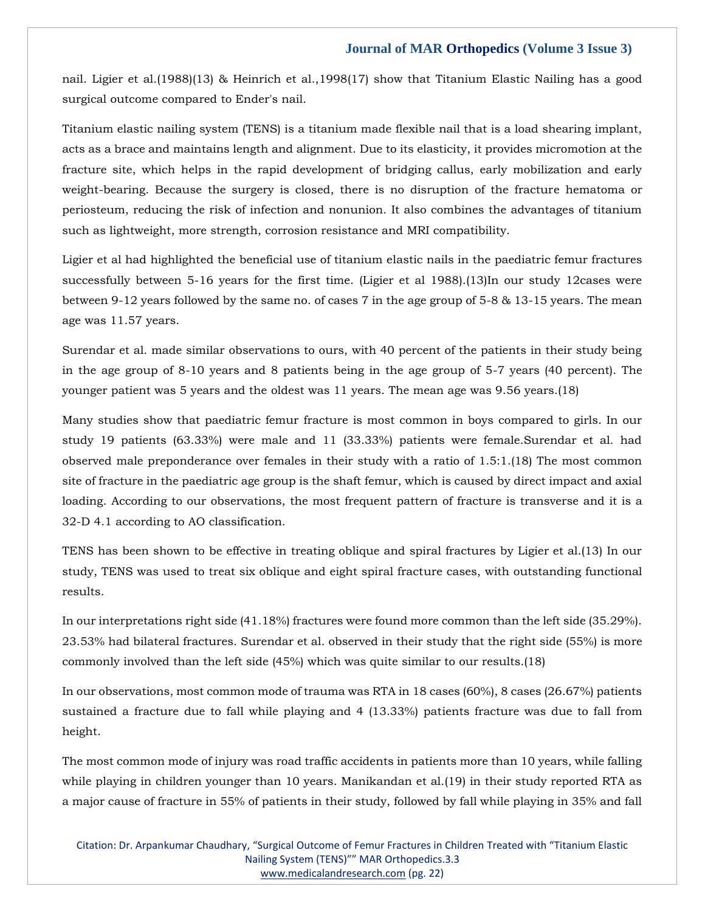nail. Ligier et al.(1988)(13) & Heinrich et al.,1998(17) show that Titanium Elastic Nailing has a good surgical outcome compared to Ender's nail.

Titanium elastic nailing system (TENS) is a titanium made flexible nail that is a load shearing implant, acts as a brace and maintains length and alignment. Due to its elasticity, it provides micromotion at the fracture site, which helps in the rapid development of bridging callus, early mobilization and early weight-bearing. Because the surgery is closed, there is no disruption of the fracture hematoma or periosteum, reducing the risk of infection and nonunion. It also combines the advantages of titanium such as lightweight, more strength, corrosion resistance and MRI compatibility.

Ligier et al had highlighted the beneficial use of titanium elastic nails in the paediatric femur fractures successfully between 5-16 years for the first time. (Ligier et al 1988).(13)In our study 12cases were between 9-12 years followed by the same no. of cases 7 in the age group of 5-8 & 13-15 years. The mean age was 11.57 years.

Surendar et al. made similar observations to ours, with 40 percent of the patients in their study being in the age group of 8-10 years and 8 patients being in the age group of 5-7 years (40 percent). The younger patient was 5 years and the oldest was 11 years. The mean age was 9.56 years.(18)

Many studies show that paediatric femur fracture is most common in boys compared to girls. In our study 19 patients (63.33%) were male and 11 (33.33%) patients were female.Surendar et al. had observed male preponderance over females in their study with a ratio of 1.5:1.(18) The most common site of fracture in the paediatric age group is the shaft femur, which is caused by direct impact and axial loading. According to our observations, the most frequent pattern of fracture is transverse and it is a 32-D 4.1 according to AO classification.

TENS has been shown to be effective in treating oblique and spiral fractures by Ligier et al.(13) In our study, TENS was used to treat six oblique and eight spiral fracture cases, with outstanding functional results.

In our interpretations right side (41.18%) fractures were found more common than the left side (35.29%). 23.53% had bilateral fractures. Surendar et al. observed in their study that the right side (55%) is more commonly involved than the left side (45%) which was quite similar to our results.(18)

In our observations, most common mode of trauma was RTA in 18 cases (60%), 8 cases (26.67%) patients sustained a fracture due to fall while playing and 4 (13.33%) patients fracture was due to fall from height.

The most common mode of injury was road traffic accidents in patients more than 10 years, while falling while playing in children younger than 10 years. Manikandan et al.(19) in their study reported RTA as a major cause of fracture in 55% of patients in their study, followed by fall while playing in 35% and fall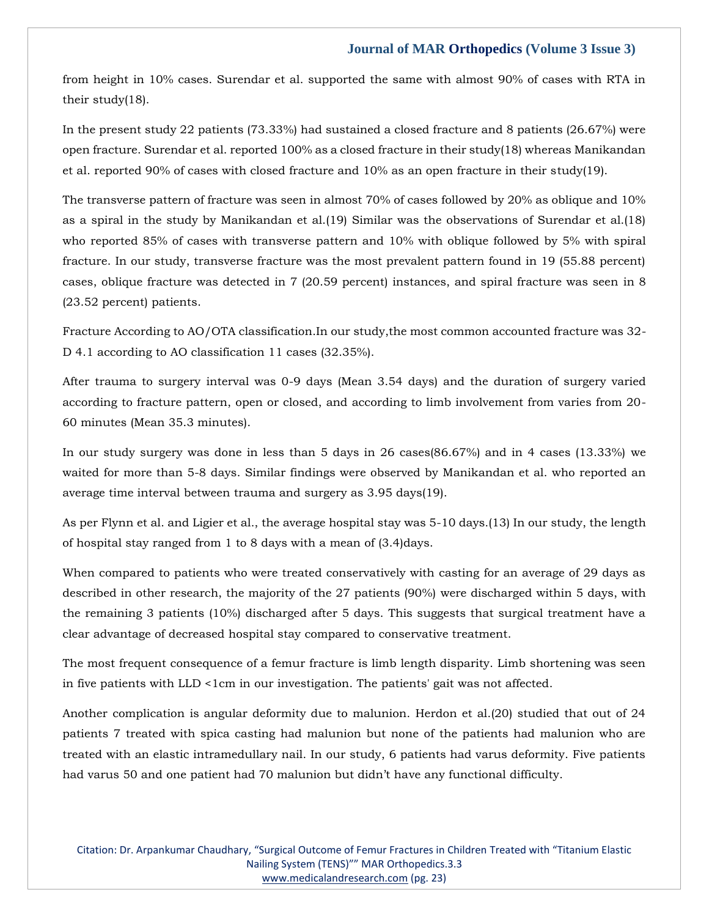from height in 10% cases. Surendar et al. supported the same with almost 90% of cases with RTA in their study(18).

In the present study 22 patients (73.33%) had sustained a closed fracture and 8 patients (26.67%) were open fracture. Surendar et al. reported 100% as a closed fracture in their study(18) whereas Manikandan et al. reported 90% of cases with closed fracture and 10% as an open fracture in their study(19).

The transverse pattern of fracture was seen in almost 70% of cases followed by 20% as oblique and 10% as a spiral in the study by Manikandan et al.(19) Similar was the observations of Surendar et al.(18) who reported 85% of cases with transverse pattern and 10% with oblique followed by 5% with spiral fracture. In our study, transverse fracture was the most prevalent pattern found in 19 (55.88 percent) cases, oblique fracture was detected in 7 (20.59 percent) instances, and spiral fracture was seen in 8 (23.52 percent) patients.

Fracture According to AO/OTA classification.In our study,the most common accounted fracture was 32-D 4.1 according to AO classification 11 cases (32.35%).

After trauma to surgery interval was 0-9 days (Mean 3.54 days) and the duration of surgery varied according to fracture pattern, open or closed, and according to limb involvement from varies from 20-60 minutes (Mean 35.3 minutes).

In our study surgery was done in less than 5 days in 26 cases(86.67%) and in 4 cases (13.33%) we waited for more than 5-8 days. Similar findings were observed by Manikandan et al. who reported an average time interval between trauma and surgery as 3.95 days(19).

As per Flynn et al. and Ligier et al., the average hospital stay was 5-10 days.(13) In our study, the length of hospital stay ranged from 1 to 8 days with a mean of (3.4)days.

When compared to patients who were treated conservatively with casting for an average of 29 days as described in other research, the majority of the 27 patients (90%) were discharged within 5 days, with the remaining 3 patients (10%) discharged after 5 days. This suggests that surgical treatment have a clear advantage of decreased hospital stay compared to conservative treatment.

The most frequent consequence of a femur fracture is limb length disparity. Limb shortening was seen in five patients with LLD <1cm in our investigation. The patients' gait was not affected.

Another complication is angular deformity due to malunion. Herdon et al.(20) studied that out of 24 patients 7 treated with spica casting had malunion but none of the patients had malunion who are treated with an elastic intramedullary nail. In our study, 6 patients had varus deformity. Five patients had varus 50 and one patient had 70 malunion but didn't have any functional difficulty.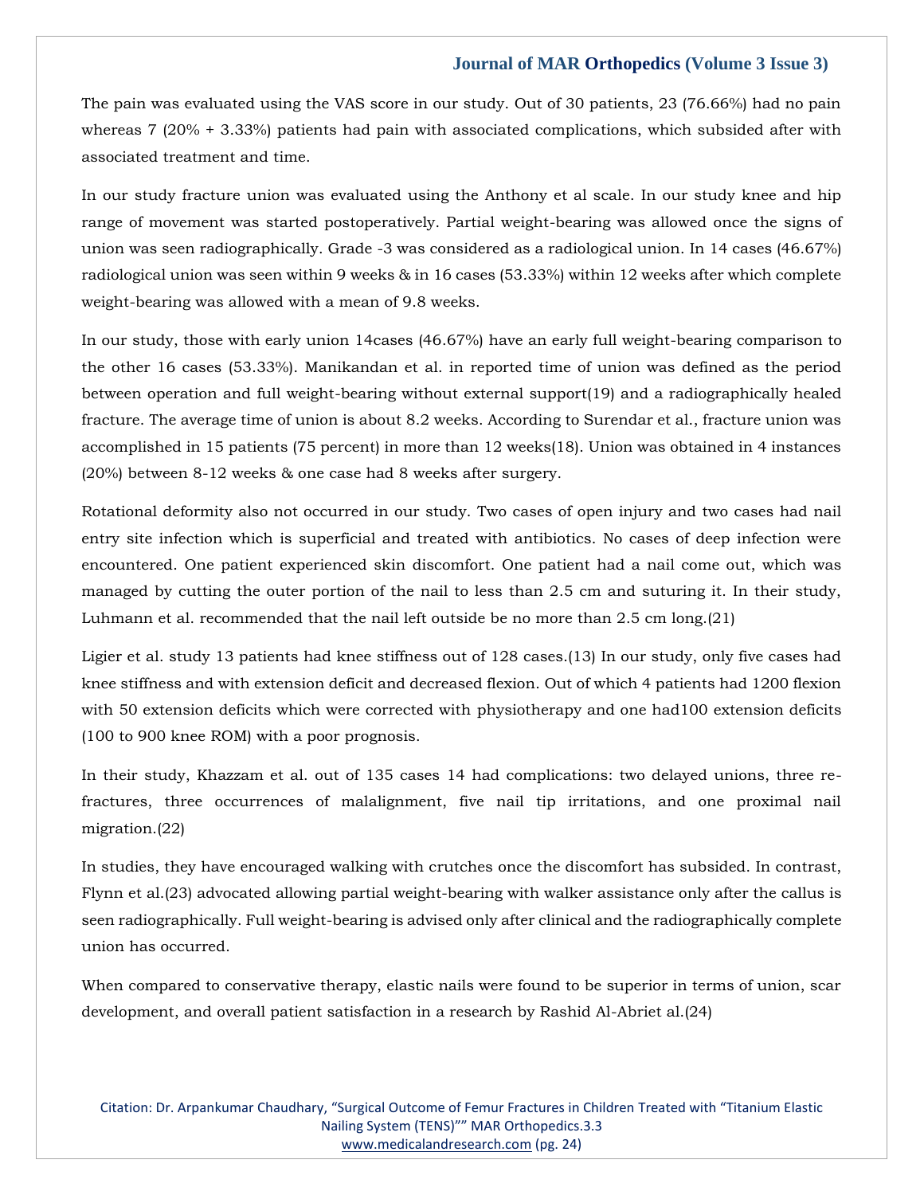The pain was evaluated using the VAS score in our study. Out of 30 patients, 23 (76.66%) had no pain whereas 7 (20% + 3.33%) patients had pain with associated complications, which subsided after with associated treatment and time.

In our study fracture union was evaluated using the Anthony et al scale. In our study knee and hip range of movement was started postoperatively. Partial weight-bearing was allowed once the signs of union was seen radiographically. Grade -3 was considered as a radiological union. In 14 cases (46.67%) radiological union was seen within 9 weeks & in 16 cases (53.33%) within 12 weeks after which complete weight-bearing was allowed with a mean of 9.8 weeks.

In our study, those with early union 14cases (46.67%) have an early full weight-bearing comparison to the other 16 cases (53.33%). Manikandan et al. in reported time of union was defined as the period between operation and full weight-bearing without external support(19) and a radiographically healed fracture. The average time of union is about 8.2 weeks. According to Surendar et al., fracture union was accomplished in 15 patients (75 percent) in more than 12 weeks(18). Union was obtained in 4 instances (20%) between 8-12 weeks & one case had 8 weeks after surgery.

Rotational deformity also not occurred in our study. Two cases of open injury and two cases had nail entry site infection which is superficial and treated with antibiotics. No cases of deep infection were encountered. One patient experienced skin discomfort. One patient had a nail come out, which was managed by cutting the outer portion of the nail to less than 2.5 cm and suturing it. In their study, Luhmann et al. recommended that the nail left outside be no more than 2.5 cm long.(21)

Ligier et al. study 13 patients had knee stiffness out of 128 cases.(13) In our study, only five cases had knee stiffness and with extension deficit and decreased flexion. Out of which 4 patients had 1200 flexion with 50 extension deficits which were corrected with physiotherapy and one had100 extension deficits (100 to 900 knee ROM) with a poor prognosis.

In their study, Khazzam et al. out of 135 cases 14 had complications: two delayed unions, three re-fractures, three occurrences of malalignment, five nail tip irritations, and one proximal nail migration.(22)

In studies, they have encouraged walking with crutches once the discomfort has subsided. In contrast, Flynn et al.(23) advocated allowing partial weight-bearing with walker assistance only after the callus is seen radiographically. Full weight-bearing is advised only after clinical and the radiographically complete union has occurred.

When compared to conservative therapy, elastic nails were found to be superior in terms of union, scar development, and overall patient satisfaction in a research by Rashid Al-Abriet al.(24)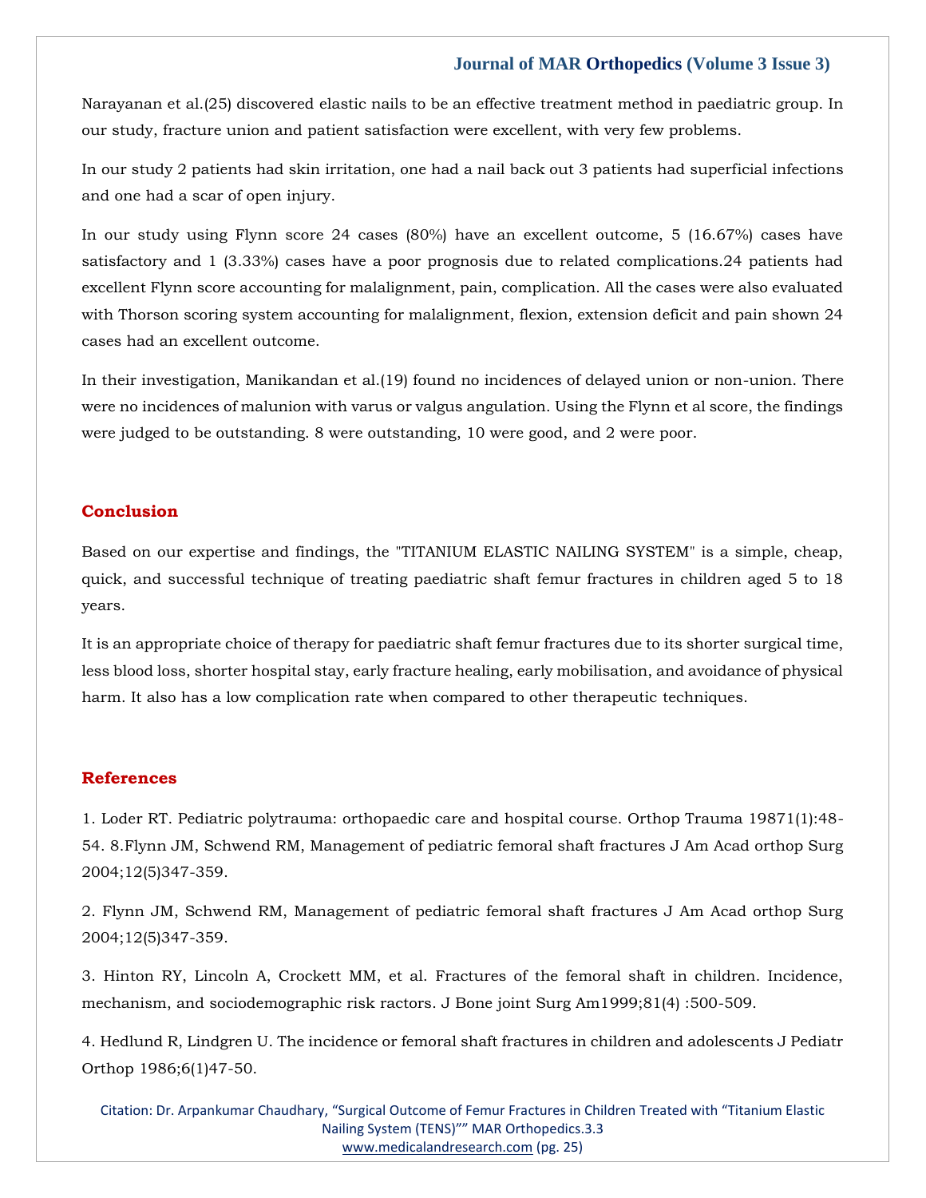Narayanan et al.(25) discovered elastic nails to be an effective treatment method in paediatric group. In our study, fracture union and patient satisfaction were excellent, with very few problems.

In our study 2 patients had skin irritation, one had a nail back out 3 patients had superficial infections and one had a scar of open injury.

In our study using Flynn score 24 cases (80%) have an excellent outcome, 5 (16.67%) cases have satisfactory and 1 (3.33%) cases have a poor prognosis due to related complications.24 patients had excellent Flynn score accounting for malalignment, pain, complication. All the cases were also evaluated with Thorson scoring system accounting for malalignment, flexion, extension deficit and pain shown 24 cases had an excellent outcome.

In their investigation, Manikandan et al.(19) found no incidences of delayed union or non-union. There were no incidences of malunion with varus or valgus angulation. Using the Flynn et al score, the findings were judged to be outstanding. 8 were outstanding, 10 were good, and 2 were poor.

## Conclusion

Based on our expertise and findings, the "TITANIUM ELASTIC NAILING SYSTEM" is a simple, cheap, quick, and successful technique of treating paediatric shaft femur fractures in children aged 5 to 18 years.

It is an appropriate choice of therapy for paediatric shaft femur fractures due to its shorter surgical time, less blood loss, shorter hospital stay, early fracture healing, early mobilisation, and avoidance of physical harm. It also has a low complication rate when compared to other therapeutic techniques.

## References

1. Loder RT. Pediatric polytrauma: orthopaedic care and hospital course. Orthop Trauma 19871(1):48-54. 8.Flynn JM, Schwend RM, Management of pediatric femoral shaft fractures J Am Acad orthop Surg 2004;12(5)347-359.

2. Flynn JM, Schwend RM, Management of pediatric femoral shaft fractures J Am Acad orthop Surg 2004;12(5)347-359.

3. Hinton RY, Lincoln A, Crockett MM, et al. Fractures of the femoral shaft in children. Incidence, mechanism, and sociodemographic risk ractors. J Bone joint Surg Am1999;81(4) :500-509.

4. Hedlund R, Lindgren U. The incidence or femoral shaft fractures in children and adolescents J Pediatr Orthop 1986;6(1)47-50.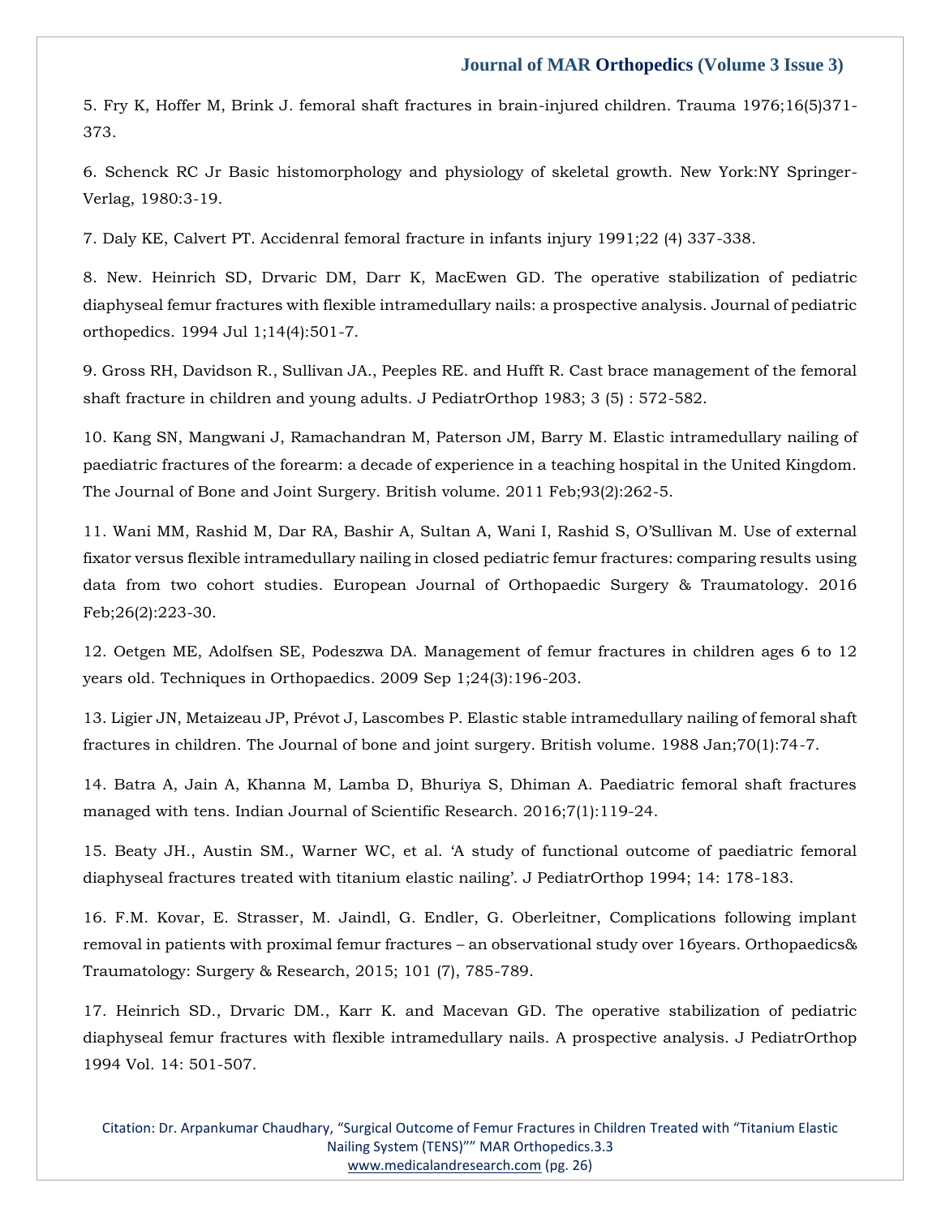5. Fry K, Hoffer M, Brink J. femoral shaft fractures in brain-injured children. Trauma 1976;16(5)371-373.

6. Schenck RC Jr Basic histomorphology and physiology of skeletal growth. New York:NY Springer-Verlag, 1980:3-19.

7. Daly KE, Calvert PT. Accidenral femoral fracture in infants injury 1991;22 (4) 337-338.

8. New. Heinrich SD, Drvaric DM, Darr K, MacEwen GD. The operative stabilization of pediatric diaphyseal femur fractures with flexible intramedullary nails: a prospective analysis. Journal of pediatric orthopedics. 1994 Jul 1;14(4):501-7.

9. Gross RH, Davidson R., Sullivan JA., Peeples RE. and Hufft R. Cast brace management of the femoral shaft fracture in children and young adults. J PediatrOrthop 1983; 3 (5) : 572-582.

10. Kang SN, Mangwani J, Ramachandran M, Paterson JM, Barry M. Elastic intramedullary nailing of paediatric fractures of the forearm: a decade of experience in a teaching hospital in the United Kingdom. The Journal of Bone and Joint Surgery. British volume. 2011 Feb;93(2):262-5.

11. Wani MM, Rashid M, Dar RA, Bashir A, Sultan A, Wani I, Rashid S, O'Sullivan M. Use of external fixator versus flexible intramedullary nailing in closed pediatric femur fractures: comparing results using data from two cohort studies. European Journal of Orthopaedic Surgery & Traumatology. 2016 Feb;26(2):223-30.

12. Oetgen ME, Adolfsen SE, Podeszwa DA. Management of femur fractures in children ages 6 to 12 years old. Techniques in Orthopaedics. 2009 Sep 1;24(3):196-203.

13. Ligier JN, Metaizeau JP, Prévot J, Lascombes P. Elastic stable intramedullary nailing of femoral shaft fractures in children. The Journal of bone and joint surgery. British volume. 1988 Jan;70(1):74-7.

14. Batra A, Jain A, Khanna M, Lamba D, Bhuriya S, Dhiman A. Paediatric femoral shaft fractures managed with tens. Indian Journal of Scientific Research. 2016;7(1):119-24.

15. Beaty JH., Austin SM., Warner WC, et al. 'A study of functional outcome of paediatric femoral diaphyseal fractures treated with titanium elastic nailing'. J PediatrOrthop 1994; 14: 178-183.

16. F.M. Kovar, E. Strasser, M. Jaindl, G. Endler, G. Oberleitner, Complications following implant removal in patients with proximal femur fractures – an observational study over 16years. Orthopaedics& Traumatology: Surgery & Research, 2015; 101 (7), 785-789.

17. Heinrich SD., Drvaric DM., Karr K. and Macevan GD. The operative stabilization of pediatric diaphyseal femur fractures with flexible intramedullary nails. A prospective analysis. J PediatrOrthop 1994 Vol. 14: 501-507.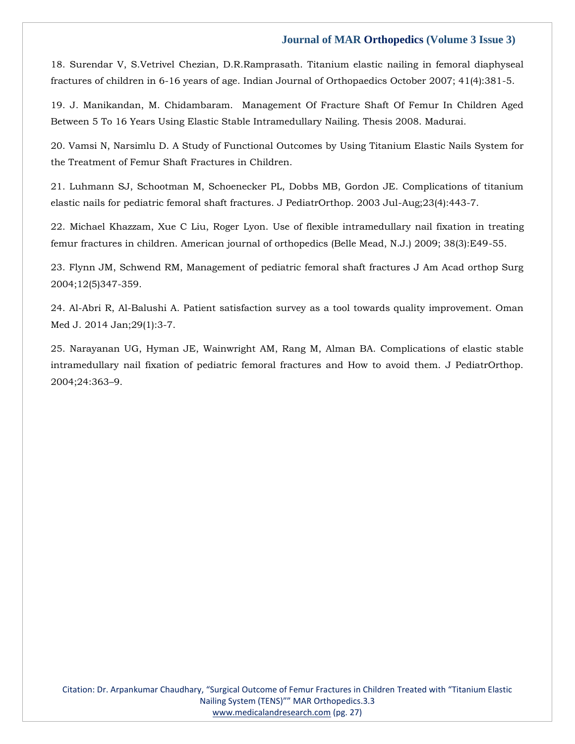18. Surendar V, S.Vetrivel Chezian, D.R.Ramprasath. Titanium elastic nailing in femoral diaphyseal fractures of children in 6-16 years of age. Indian Journal of Orthopaedics October 2007; 41(4):381-5.

19. J. Manikandan, M. Chidambaram. Management Of Fracture Shaft Of Femur In Children Aged Between 5 To 16 Years Using Elastic Stable Intramedullary Nailing. Thesis 2008. Madurai.

20. Vamsi N, Narsimlu D. A Study of Functional Outcomes by Using Titanium Elastic Nails System for the Treatment of Femur Shaft Fractures in Children.

21. Luhmann SJ, Schootman M, Schoenecker PL, Dobbs MB, Gordon JE. Complications of titanium elastic nails for pediatric femoral shaft fractures. J PediatrOrthop. 2003 Jul-Aug;23(4):443-7.

22. Michael Khazzam, Xue C Liu, Roger Lyon. Use of flexible intramedullary nail fixation in treating femur fractures in children. American journal of orthopedics (Belle Mead, N.J.) 2009; 38(3):E49-55.

23. Flynn JM, Schwend RM, Management of pediatric femoral shaft fractures J Am Acad orthop Surg 2004;12(5)347-359.

24. Al-Abri R, Al-Balushi A. Patient satisfaction survey as a tool towards quality improvement. Oman Med J. 2014 Jan;29(1):3-7.

25. Narayanan UG, Hyman JE, Wainwright AM, Rang M, Alman BA. Complications of elastic stable intramedullary nail fixation of pediatric femoral fractures and How to avoid them. J PediatrOrthop. 2004;24:363–9.